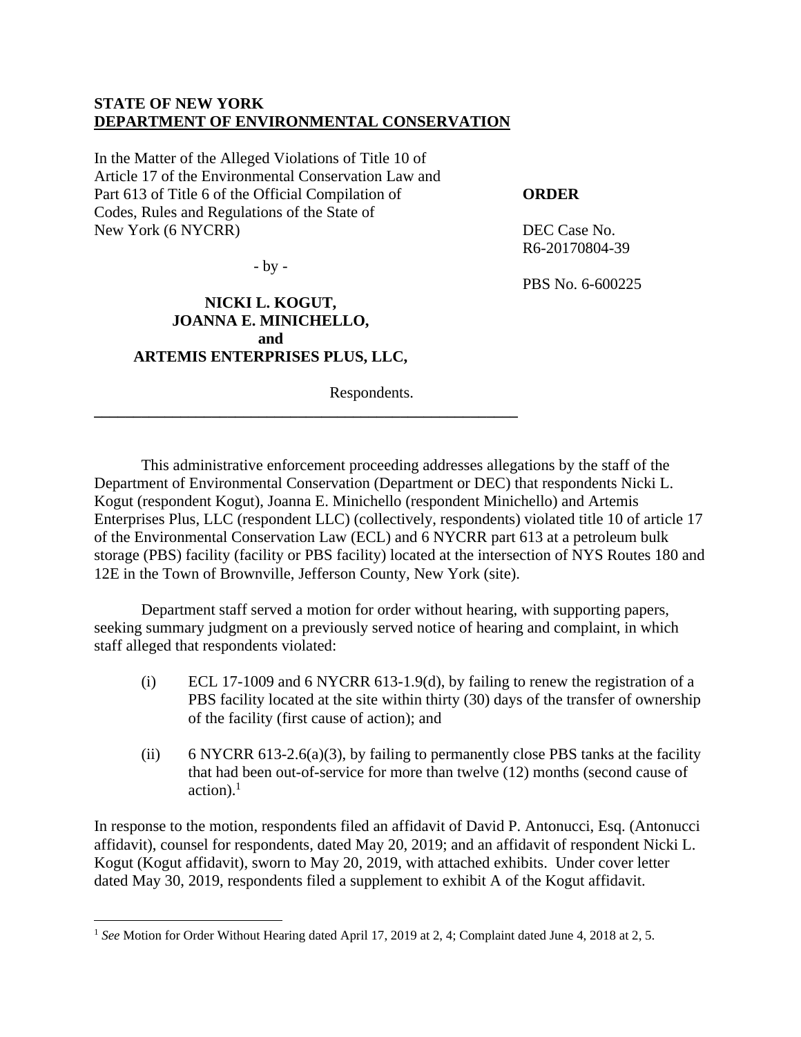**STATE OF NEW YORK**
**DEPARTMENT OF ENVIRONMENTAL CONSERVATION**

In the Matter of the Alleged Violations of Title 10 of Article 17 of the Environmental Conservation Law and Part 613 of Title 6 of the Official Compilation of Codes, Rules and Regulations of the State of New York (6 NYCRR)

- by -

**NICKI L. KOGUT,**
**JOANNA E. MINICHELLO,**
**and**
**ARTEMIS ENTERPRISES PLUS, LLC,**

Respondents.

**ORDER**

DEC Case No. R6-20170804-39

PBS No. 6-600225

---

This administrative enforcement proceeding addresses allegations by the staff of the Department of Environmental Conservation (Department or DEC) that respondents Nicki L. Kogut (respondent Kogut), Joanna E. Minichello (respondent Minichello) and Artemis Enterprises Plus, LLC (respondent LLC) (collectively, respondents) violated title 10 of article 17 of the Environmental Conservation Law (ECL) and 6 NYCRR part 613 at a petroleum bulk storage (PBS) facility (facility or PBS facility) located at the intersection of NYS Routes 180 and 12E in the Town of Brownville, Jefferson County, New York (site).

Department staff served a motion for order without hearing, with supporting papers, seeking summary judgment on a previously served notice of hearing and complaint, in which staff alleged that respondents violated:

(i) ECL 17-1009 and 6 NYCRR 613-1.9(d), by failing to renew the registration of a PBS facility located at the site within thirty (30) days of the transfer of ownership of the facility (first cause of action); and

(ii) 6 NYCRR 613-2.6(a)(3), by failing to permanently close PBS tanks at the facility that had been out-of-service for more than twelve (12) months (second cause of action).[1]

In response to the motion, respondents filed an affidavit of David P. Antonucci, Esq. (Antonucci affidavit), counsel for respondents, dated May 20, 2019; and an affidavit of respondent Nicki L. Kogut (Kogut affidavit), sworn to May 20, 2019, with attached exhibits. Under cover letter dated May 30, 2019, respondents filed a supplement to exhibit A of the Kogut affidavit.

---

[1] *See* Motion for Order Without Hearing dated April 17, 2019 at 2, 4; Complaint dated June 4, 2018 at 2, 5.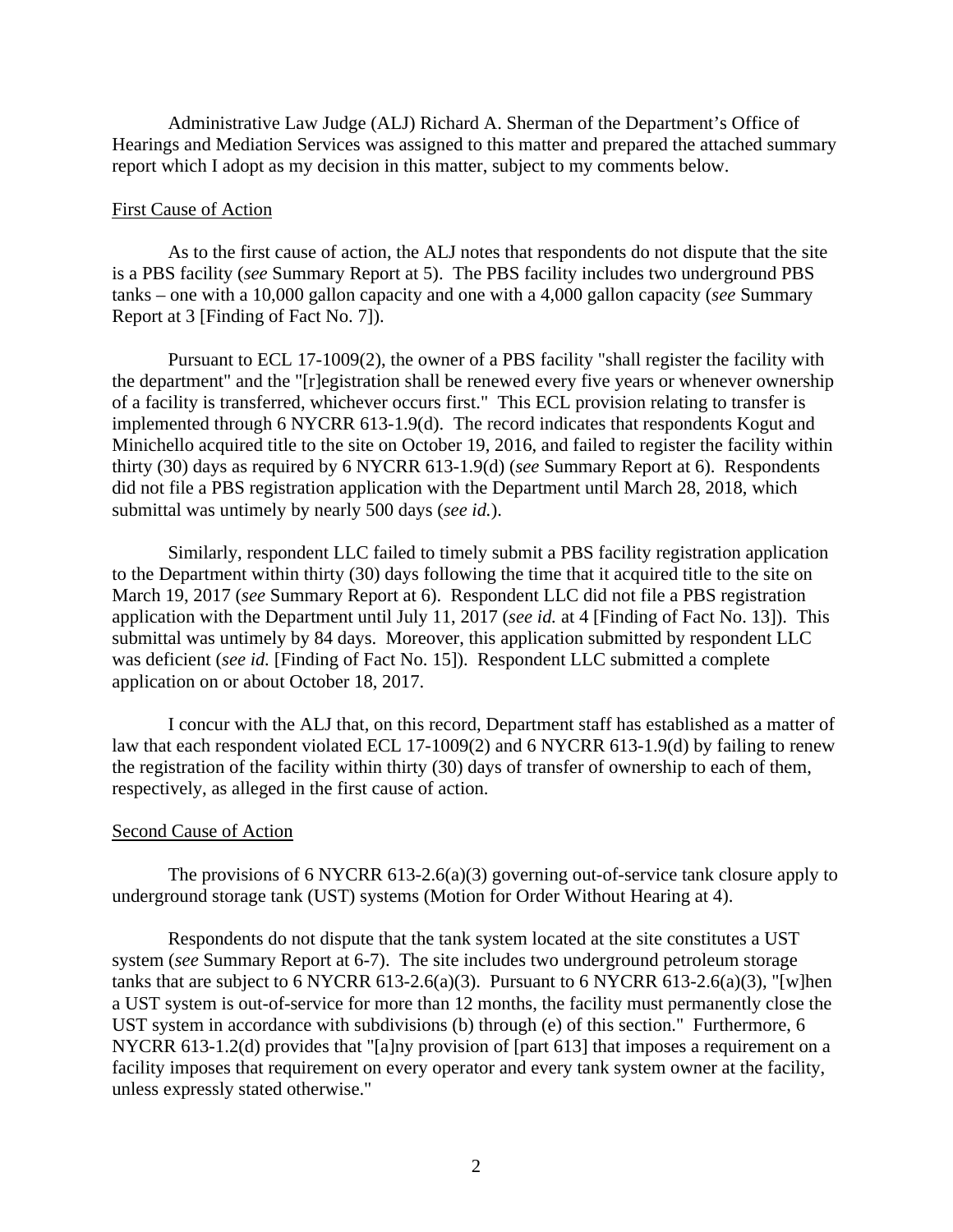Administrative Law Judge (ALJ) Richard A. Sherman of the Department's Office of Hearings and Mediation Services was assigned to this matter and prepared the attached summary report which I adopt as my decision in this matter, subject to my comments below.

First Cause of Action

As to the first cause of action, the ALJ notes that respondents do not dispute that the site is a PBS facility (*see* Summary Report at 5). The PBS facility includes two underground PBS tanks – one with a 10,000 gallon capacity and one with a 4,000 gallon capacity (*see* Summary Report at 3 [Finding of Fact No. 7]).

Pursuant to ECL 17-1009(2), the owner of a PBS facility "shall register the facility with the department" and the "[r]egistration shall be renewed every five years or whenever ownership of a facility is transferred, whichever occurs first." This ECL provision relating to transfer is implemented through 6 NYCRR 613-1.9(d). The record indicates that respondents Kogut and Minichello acquired title to the site on October 19, 2016, and failed to register the facility within thirty (30) days as required by 6 NYCRR 613-1.9(d) (*see* Summary Report at 6). Respondents did not file a PBS registration application with the Department until March 28, 2018, which submittal was untimely by nearly 500 days (*see id.*).

Similarly, respondent LLC failed to timely submit a PBS facility registration application to the Department within thirty (30) days following the time that it acquired title to the site on March 19, 2017 (*see* Summary Report at 6). Respondent LLC did not file a PBS registration application with the Department until July 11, 2017 (*see id.* at 4 [Finding of Fact No. 13]). This submittal was untimely by 84 days. Moreover, this application submitted by respondent LLC was deficient (*see id.* [Finding of Fact No. 15]). Respondent LLC submitted a complete application on or about October 18, 2017.

I concur with the ALJ that, on this record, Department staff has established as a matter of law that each respondent violated ECL 17-1009(2) and 6 NYCRR 613-1.9(d) by failing to renew the registration of the facility within thirty (30) days of transfer of ownership to each of them, respectively, as alleged in the first cause of action.

Second Cause of Action

The provisions of 6 NYCRR 613-2.6(a)(3) governing out-of-service tank closure apply to underground storage tank (UST) systems (Motion for Order Without Hearing at 4).

Respondents do not dispute that the tank system located at the site constitutes a UST system (*see* Summary Report at 6-7). The site includes two underground petroleum storage tanks that are subject to 6 NYCRR 613-2.6(a)(3). Pursuant to 6 NYCRR 613-2.6(a)(3), "[w]hen a UST system is out-of-service for more than 12 months, the facility must permanently close the UST system in accordance with subdivisions (b) through (e) of this section." Furthermore, 6 NYCRR 613-1.2(d) provides that "[a]ny provision of [part 613] that imposes a requirement on a facility imposes that requirement on every operator and every tank system owner at the facility, unless expressly stated otherwise."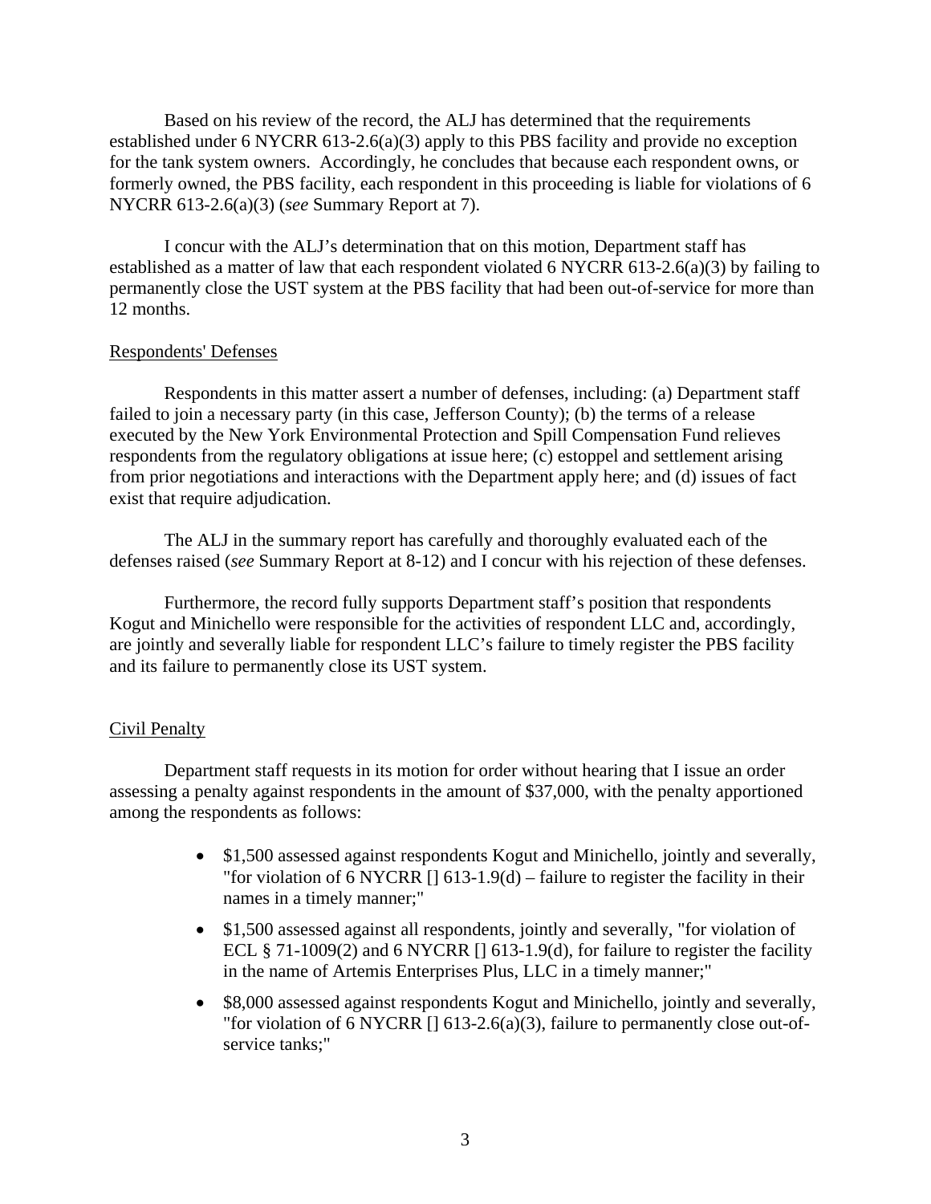Based on his review of the record, the ALJ has determined that the requirements established under 6 NYCRR 613-2.6(a)(3) apply to this PBS facility and provide no exception for the tank system owners. Accordingly, he concludes that because each respondent owns, or formerly owned, the PBS facility, each respondent in this proceeding is liable for violations of 6 NYCRR 613-2.6(a)(3) (*see* Summary Report at 7).

I concur with the ALJ's determination that on this motion, Department staff has established as a matter of law that each respondent violated 6 NYCRR 613-2.6(a)(3) by failing to permanently close the UST system at the PBS facility that had been out-of-service for more than 12 months.

## Respondents' Defenses

Respondents in this matter assert a number of defenses, including: (a) Department staff failed to join a necessary party (in this case, Jefferson County); (b) the terms of a release executed by the New York Environmental Protection and Spill Compensation Fund relieves respondents from the regulatory obligations at issue here; (c) estoppel and settlement arising from prior negotiations and interactions with the Department apply here; and (d) issues of fact exist that require adjudication.

The ALJ in the summary report has carefully and thoroughly evaluated each of the defenses raised (*see* Summary Report at 8-12) and I concur with his rejection of these defenses.

Furthermore, the record fully supports Department staff's position that respondents Kogut and Minichello were responsible for the activities of respondent LLC and, accordingly, are jointly and severally liable for respondent LLC's failure to timely register the PBS facility and its failure to permanently close its UST system.

## Civil Penalty

Department staff requests in its motion for order without hearing that I issue an order assessing a penalty against respondents in the amount of $37,000, with the penalty apportioned among the respondents as follows:

- $1,500 assessed against respondents Kogut and Minichello, jointly and severally, "for violation of 6 NYCRR [] 613-1.9(d) – failure to register the facility in their names in a timely manner;"
- $1,500 assessed against all respondents, jointly and severally, "for violation of ECL § 71-1009(2) and 6 NYCRR [] 613-1.9(d), for failure to register the facility in the name of Artemis Enterprises Plus, LLC in a timely manner;"
- $8,000 assessed against respondents Kogut and Minichello, jointly and severally, "for violation of 6 NYCRR [] 613-2.6(a)(3), failure to permanently close out-of-service tanks;"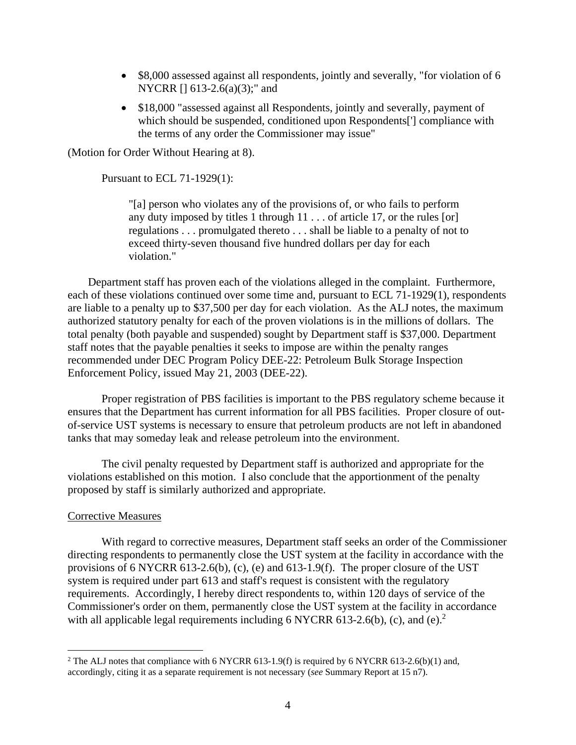- $8,000 assessed against all respondents, jointly and severally, "for violation of 6 NYCRR [] 613-2.6(a)(3);" and
- $18,000 "assessed against all Respondents, jointly and severally, payment of which should be suspended, conditioned upon Respondents['] compliance with the terms of any order the Commissioner may issue"

(Motion for Order Without Hearing at 8).

Pursuant to ECL 71-1929(1):

> "[a] person who violates any of the provisions of, or who fails to perform any duty imposed by titles 1 through 11 . . . of article 17, or the rules [or] regulations . . . promulgated thereto . . . shall be liable to a penalty of not to exceed thirty-seven thousand five hundred dollars per day for each violation."

Department staff has proven each of the violations alleged in the complaint. Furthermore, each of these violations continued over some time and, pursuant to ECL 71-1929(1), respondents are liable to a penalty up to $37,500 per day for each violation. As the ALJ notes, the maximum authorized statutory penalty for each of the proven violations is in the millions of dollars. The total penalty (both payable and suspended) sought by Department staff is $37,000. Department staff notes that the payable penalties it seeks to impose are within the penalty ranges recommended under DEC Program Policy DEE-22: Petroleum Bulk Storage Inspection Enforcement Policy, issued May 21, 2003 (DEE-22).

Proper registration of PBS facilities is important to the PBS regulatory scheme because it ensures that the Department has current information for all PBS facilities. Proper closure of out-of-service UST systems is necessary to ensure that petroleum products are not left in abandoned tanks that may someday leak and release petroleum into the environment.

The civil penalty requested by Department staff is authorized and appropriate for the violations established on this motion. I also conclude that the apportionment of the penalty proposed by staff is similarly authorized and appropriate.

Corrective Measures

With regard to corrective measures, Department staff seeks an order of the Commissioner directing respondents to permanently close the UST system at the facility in accordance with the provisions of 6 NYCRR 613-2.6(b), (c), (e) and 613-1.9(f). The proper closure of the UST system is required under part 613 and staff's request is consistent with the regulatory requirements. Accordingly, I hereby direct respondents to, within 120 days of service of the Commissioner's order on them, permanently close the UST system at the facility in accordance with all applicable legal requirements including 6 NYCRR 613-2.6(b), (c), and (e).[2]

[2] The ALJ notes that compliance with 6 NYCRR 613-1.9(f) is required by 6 NYCRR 613-2.6(b)(1) and, accordingly, citing it as a separate requirement is not necessary (*see* Summary Report at 15 n7).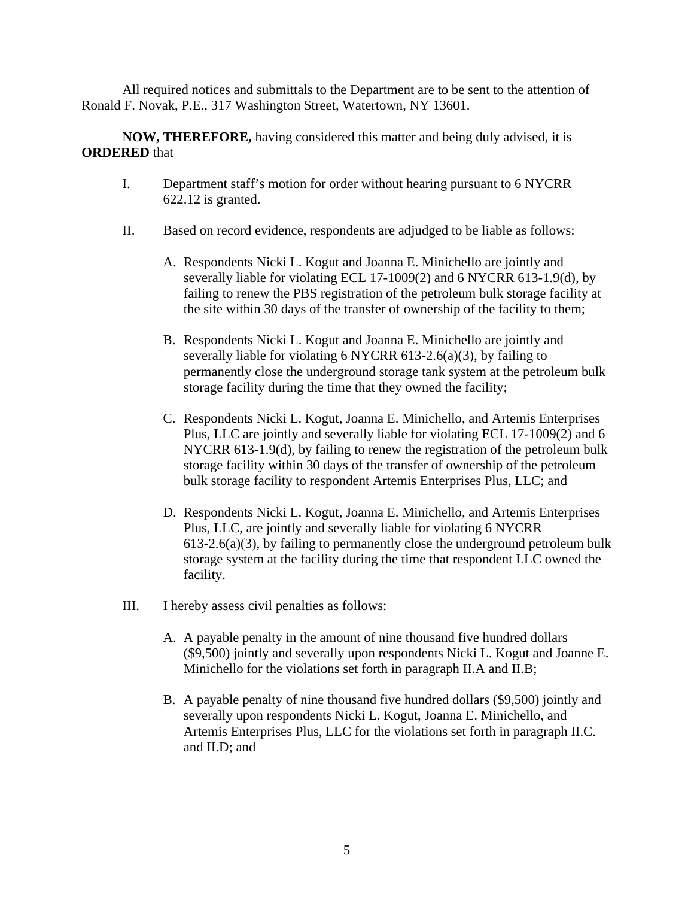All required notices and submittals to the Department are to be sent to the attention of Ronald F. Novak, P.E., 317 Washington Street, Watertown, NY 13601.

**NOW, THEREFORE,** having considered this matter and being duly advised, it is **ORDERED** that

I. Department staff's motion for order without hearing pursuant to 6 NYCRR 622.12 is granted.

II. Based on record evidence, respondents are adjudged to be liable as follows:

   A. Respondents Nicki L. Kogut and Joanna E. Minichello are jointly and severally liable for violating ECL 17-1009(2) and 6 NYCRR 613-1.9(d), by failing to renew the PBS registration of the petroleum bulk storage facility at the site within 30 days of the transfer of ownership of the facility to them;

   B. Respondents Nicki L. Kogut and Joanna E. Minichello are jointly and severally liable for violating 6 NYCRR 613-2.6(a)(3), by failing to permanently close the underground storage tank system at the petroleum bulk storage facility during the time that they owned the facility;

   C. Respondents Nicki L. Kogut, Joanna E. Minichello, and Artemis Enterprises Plus, LLC are jointly and severally liable for violating ECL 17-1009(2) and 6 NYCRR 613-1.9(d), by failing to renew the registration of the petroleum bulk storage facility within 30 days of the transfer of ownership of the petroleum bulk storage facility to respondent Artemis Enterprises Plus, LLC; and

   D. Respondents Nicki L. Kogut, Joanna E. Minichello, and Artemis Enterprises Plus, LLC, are jointly and severally liable for violating 6 NYCRR 613-2.6(a)(3), by failing to permanently close the underground petroleum bulk storage system at the facility during the time that respondent LLC owned the facility.

III. I hereby assess civil penalties as follows:

   A. A payable penalty in the amount of nine thousand five hundred dollars ($9,500) jointly and severally upon respondents Nicki L. Kogut and Joanne E. Minichello for the violations set forth in paragraph II.A and II.B;

   B. A payable penalty of nine thousand five hundred dollars ($9,500) jointly and severally upon respondents Nicki L. Kogut, Joanna E. Minichello, and Artemis Enterprises Plus, LLC for the violations set forth in paragraph II.C. and II.D; and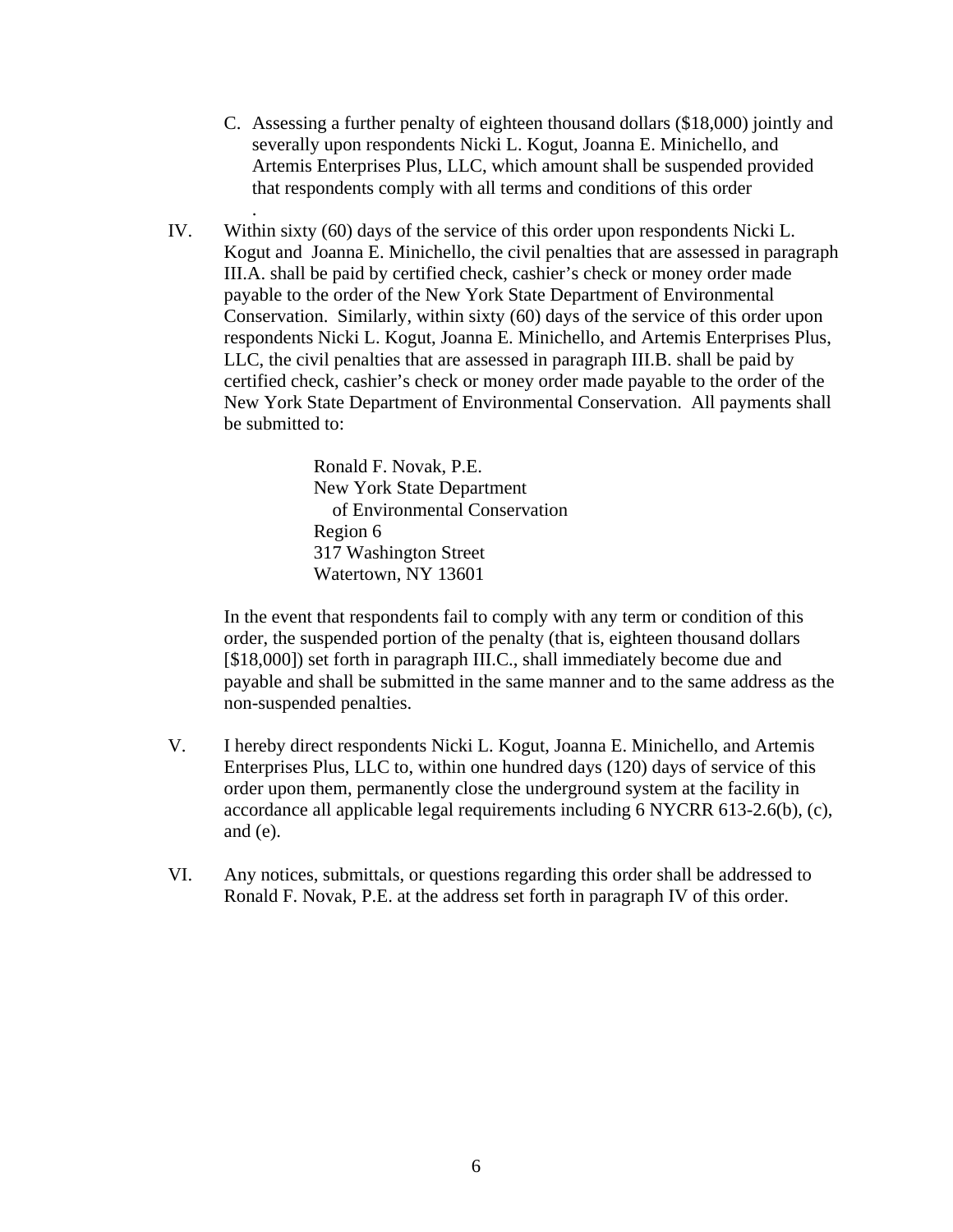C. Assessing a further penalty of eighteen thousand dollars ($18,000) jointly and severally upon respondents Nicki L. Kogut, Joanna E. Minichello, and Artemis Enterprises Plus, LLC, which amount shall be suspended provided that respondents comply with all terms and conditions of this order
.

IV. Within sixty (60) days of the service of this order upon respondents Nicki L. Kogut and Joanna E. Minichello, the civil penalties that are assessed in paragraph III.A. shall be paid by certified check, cashier's check or money order made payable to the order of the New York State Department of Environmental Conservation. Similarly, within sixty (60) days of the service of this order upon respondents Nicki L. Kogut, Joanna E. Minichello, and Artemis Enterprises Plus, LLC, the civil penalties that are assessed in paragraph III.B. shall be paid by certified check, cashier's check or money order made payable to the order of the New York State Department of Environmental Conservation. All payments shall be submitted to:

Ronald F. Novak, P.E.
New York State Department
of Environmental Conservation
Region 6
317 Washington Street
Watertown, NY 13601

In the event that respondents fail to comply with any term or condition of this order, the suspended portion of the penalty (that is, eighteen thousand dollars [$18,000]) set forth in paragraph III.C., shall immediately become due and payable and shall be submitted in the same manner and to the same address as the non-suspended penalties.

V. I hereby direct respondents Nicki L. Kogut, Joanna E. Minichello, and Artemis Enterprises Plus, LLC to, within one hundred days (120) days of service of this order upon them, permanently close the underground system at the facility in accordance all applicable legal requirements including 6 NYCRR 613-2.6(b), (c), and (e).

VI. Any notices, submittals, or questions regarding this order shall be addressed to Ronald F. Novak, P.E. at the address set forth in paragraph IV of this order.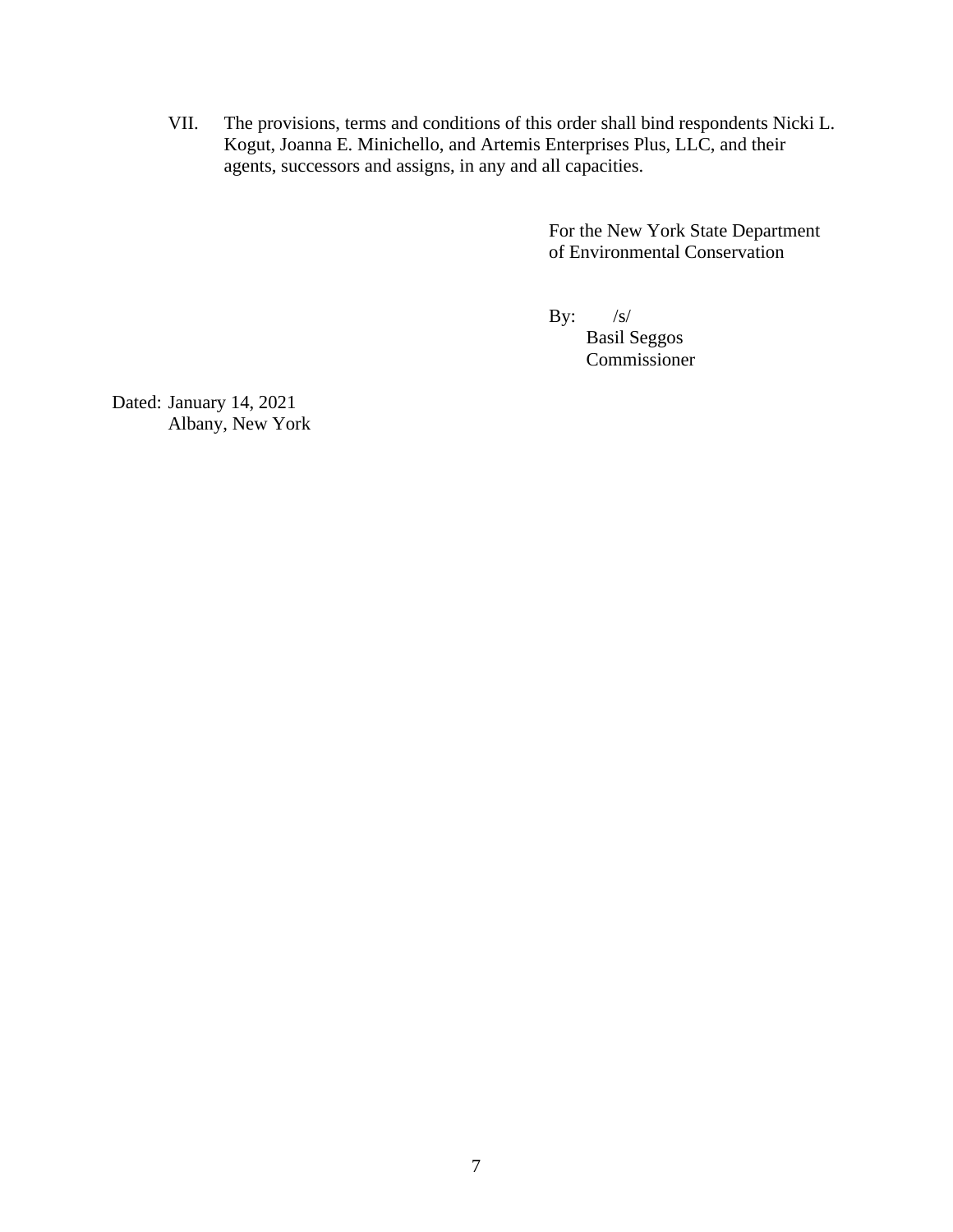VII. The provisions, terms and conditions of this order shall bind respondents Nicki L. Kogut, Joanna E. Minichello, and Artemis Enterprises Plus, LLC, and their agents, successors and assigns, in any and all capacities.

For the New York State Department of Environmental Conservation

By: /s/
Basil Seggos
Commissioner

Dated: January 14, 2021
Albany, New York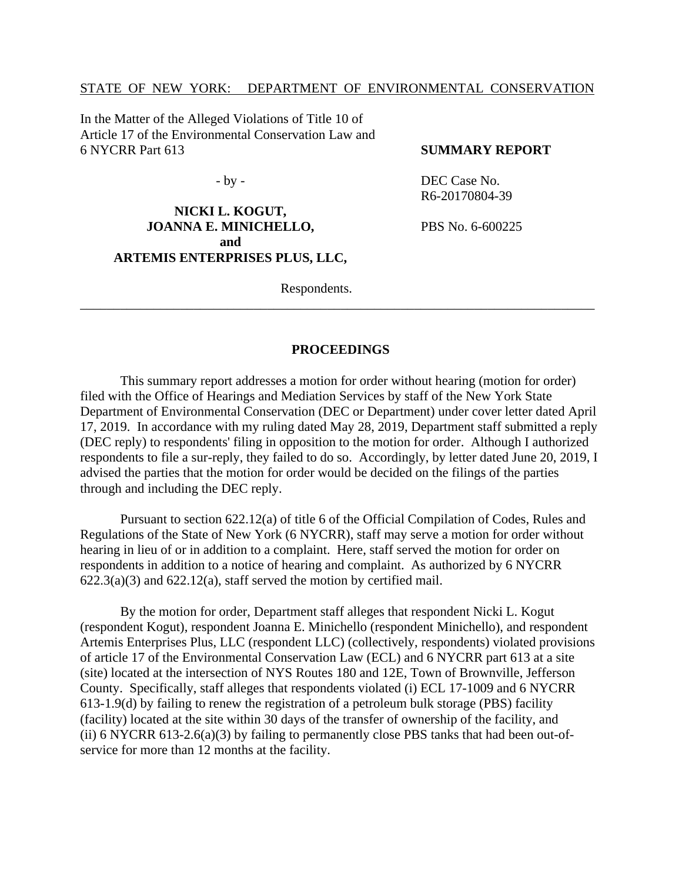STATE OF NEW YORK: DEPARTMENT OF ENVIRONMENTAL CONSERVATION

In the Matter of the Alleged Violations of Title 10 of Article 17 of the Environmental Conservation Law and 6 NYCRR Part 613

**SUMMARY REPORT**

\- by -

DEC Case No. R6-20170804-39

PBS No. 6-600225

**NICKI L. KOGUT,**
**JOANNA E. MINICHELLO,**
**and**
**ARTEMIS ENTERPRISES PLUS, LLC,**

Respondents.

---

## PROCEEDINGS

This summary report addresses a motion for order without hearing (motion for order) filed with the Office of Hearings and Mediation Services by staff of the New York State Department of Environmental Conservation (DEC or Department) under cover letter dated April 17, 2019. In accordance with my ruling dated May 28, 2019, Department staff submitted a reply (DEC reply) to respondents' filing in opposition to the motion for order. Although I authorized respondents to file a sur-reply, they failed to do so. Accordingly, by letter dated June 20, 2019, I advised the parties that the motion for order would be decided on the filings of the parties through and including the DEC reply.

Pursuant to section 622.12(a) of title 6 of the Official Compilation of Codes, Rules and Regulations of the State of New York (6 NYCRR), staff may serve a motion for order without hearing in lieu of or in addition to a complaint. Here, staff served the motion for order on respondents in addition to a notice of hearing and complaint. As authorized by 6 NYCRR 622.3(a)(3) and 622.12(a), staff served the motion by certified mail.

By the motion for order, Department staff alleges that respondent Nicki L. Kogut (respondent Kogut), respondent Joanna E. Minichello (respondent Minichello), and respondent Artemis Enterprises Plus, LLC (respondent LLC) (collectively, respondents) violated provisions of article 17 of the Environmental Conservation Law (ECL) and 6 NYCRR part 613 at a site (site) located at the intersection of NYS Routes 180 and 12E, Town of Brownville, Jefferson County. Specifically, staff alleges that respondents violated (i) ECL 17-1009 and 6 NYCRR 613-1.9(d) by failing to renew the registration of a petroleum bulk storage (PBS) facility (facility) located at the site within 30 days of the transfer of ownership of the facility, and (ii) 6 NYCRR 613-2.6(a)(3) by failing to permanently close PBS tanks that had been out-of-service for more than 12 months at the facility.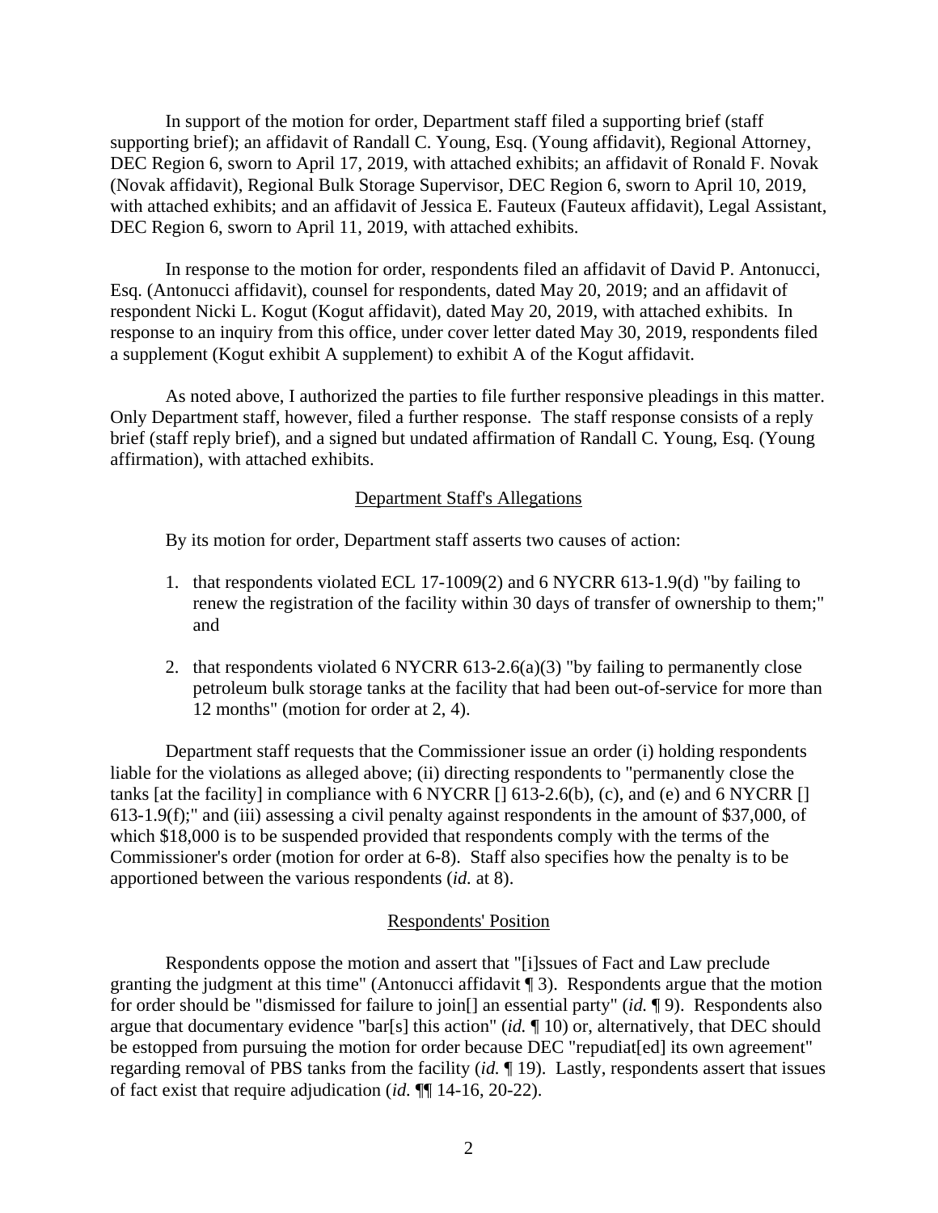In support of the motion for order, Department staff filed a supporting brief (staff supporting brief); an affidavit of Randall C. Young, Esq. (Young affidavit), Regional Attorney, DEC Region 6, sworn to April 17, 2019, with attached exhibits; an affidavit of Ronald F. Novak (Novak affidavit), Regional Bulk Storage Supervisor, DEC Region 6, sworn to April 10, 2019, with attached exhibits; and an affidavit of Jessica E. Fauteux (Fauteux affidavit), Legal Assistant, DEC Region 6, sworn to April 11, 2019, with attached exhibits.

In response to the motion for order, respondents filed an affidavit of David P. Antonucci, Esq. (Antonucci affidavit), counsel for respondents, dated May 20, 2019; and an affidavit of respondent Nicki L. Kogut (Kogut affidavit), dated May 20, 2019, with attached exhibits. In response to an inquiry from this office, under cover letter dated May 30, 2019, respondents filed a supplement (Kogut exhibit A supplement) to exhibit A of the Kogut affidavit.

As noted above, I authorized the parties to file further responsive pleadings in this matter. Only Department staff, however, filed a further response. The staff response consists of a reply brief (staff reply brief), and a signed but undated affirmation of Randall C. Young, Esq. (Young affirmation), with attached exhibits.

## Department Staff's Allegations

By its motion for order, Department staff asserts two causes of action:

1. that respondents violated ECL 17-1009(2) and 6 NYCRR 613-1.9(d) "by failing to renew the registration of the facility within 30 days of transfer of ownership to them;" and

2. that respondents violated 6 NYCRR 613-2.6(a)(3) "by failing to permanently close petroleum bulk storage tanks at the facility that had been out-of-service for more than 12 months" (motion for order at 2, 4).

Department staff requests that the Commissioner issue an order (i) holding respondents liable for the violations as alleged above; (ii) directing respondents to "permanently close the tanks [at the facility] in compliance with 6 NYCRR [] 613-2.6(b), (c), and (e) and 6 NYCRR [] 613-1.9(f);" and (iii) assessing a civil penalty against respondents in the amount of $37,000, of which $18,000 is to be suspended provided that respondents comply with the terms of the Commissioner's order (motion for order at 6-8). Staff also specifies how the penalty is to be apportioned between the various respondents (*id.* at 8).

## Respondents' Position

Respondents oppose the motion and assert that "[i]ssues of Fact and Law preclude granting the judgment at this time" (Antonucci affidavit ¶ 3). Respondents argue that the motion for order should be "dismissed for failure to join[] an essential party" (*id.* ¶ 9). Respondents also argue that documentary evidence "bar[s] this action" (*id.* ¶ 10) or, alternatively, that DEC should be estopped from pursuing the motion for order because DEC "repudiat[ed] its own agreement" regarding removal of PBS tanks from the facility (*id.* ¶ 19). Lastly, respondents assert that issues of fact exist that require adjudication (*id.* ¶¶ 14-16, 20-22).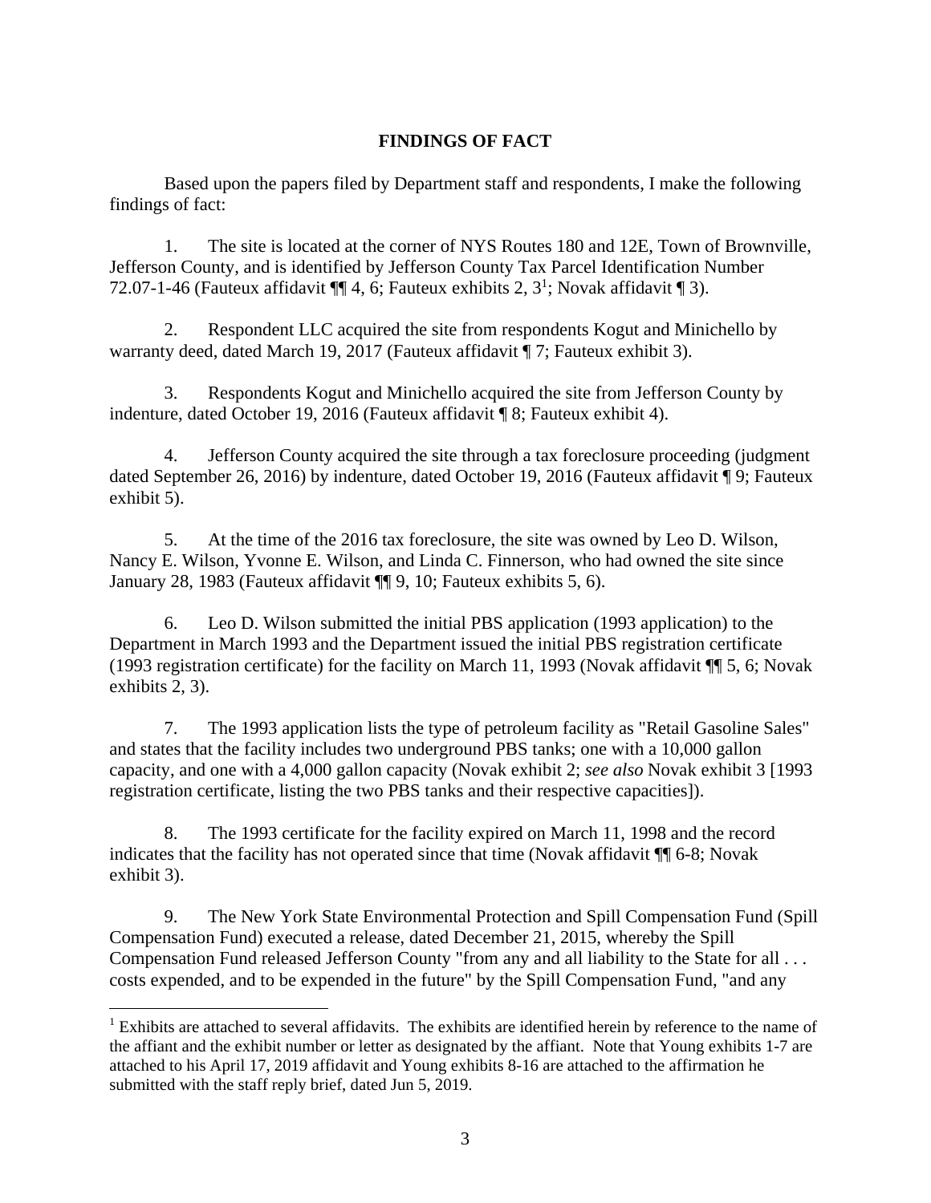## FINDINGS OF FACT

Based upon the papers filed by Department staff and respondents, I make the following findings of fact:

1. The site is located at the corner of NYS Routes 180 and 12E, Town of Brownville, Jefferson County, and is identified by Jefferson County Tax Parcel Identification Number 72.07-1-46 (Fauteux affidavit ¶¶ 4, 6; Fauteux exhibits 2, 3[1]; Novak affidavit ¶ 3).

2. Respondent LLC acquired the site from respondents Kogut and Minichello by warranty deed, dated March 19, 2017 (Fauteux affidavit ¶ 7; Fauteux exhibit 3).

3. Respondents Kogut and Minichello acquired the site from Jefferson County by indenture, dated October 19, 2016 (Fauteux affidavit ¶ 8; Fauteux exhibit 4).

4. Jefferson County acquired the site through a tax foreclosure proceeding (judgment dated September 26, 2016) by indenture, dated October 19, 2016 (Fauteux affidavit ¶ 9; Fauteux exhibit 5).

5. At the time of the 2016 tax foreclosure, the site was owned by Leo D. Wilson, Nancy E. Wilson, Yvonne E. Wilson, and Linda C. Finnerson, who had owned the site since January 28, 1983 (Fauteux affidavit ¶¶ 9, 10; Fauteux exhibits 5, 6).

6. Leo D. Wilson submitted the initial PBS application (1993 application) to the Department in March 1993 and the Department issued the initial PBS registration certificate (1993 registration certificate) for the facility on March 11, 1993 (Novak affidavit ¶¶ 5, 6; Novak exhibits 2, 3).

7. The 1993 application lists the type of petroleum facility as "Retail Gasoline Sales" and states that the facility includes two underground PBS tanks; one with a 10,000 gallon capacity, and one with a 4,000 gallon capacity (Novak exhibit 2; *see also* Novak exhibit 3 [1993 registration certificate, listing the two PBS tanks and their respective capacities]).

8. The 1993 certificate for the facility expired on March 11, 1998 and the record indicates that the facility has not operated since that time (Novak affidavit ¶¶ 6-8; Novak exhibit 3).

9. The New York State Environmental Protection and Spill Compensation Fund (Spill Compensation Fund) executed a release, dated December 21, 2015, whereby the Spill Compensation Fund released Jefferson County "from any and all liability to the State for all . . . costs expended, and to be expended in the future" by the Spill Compensation Fund, "and any

[1] Exhibits are attached to several affidavits. The exhibits are identified herein by reference to the name of the affiant and the exhibit number or letter as designated by the affiant. Note that Young exhibits 1-7 are attached to his April 17, 2019 affidavit and Young exhibits 8-16 are attached to the affirmation he submitted with the staff reply brief, dated Jun 5, 2019.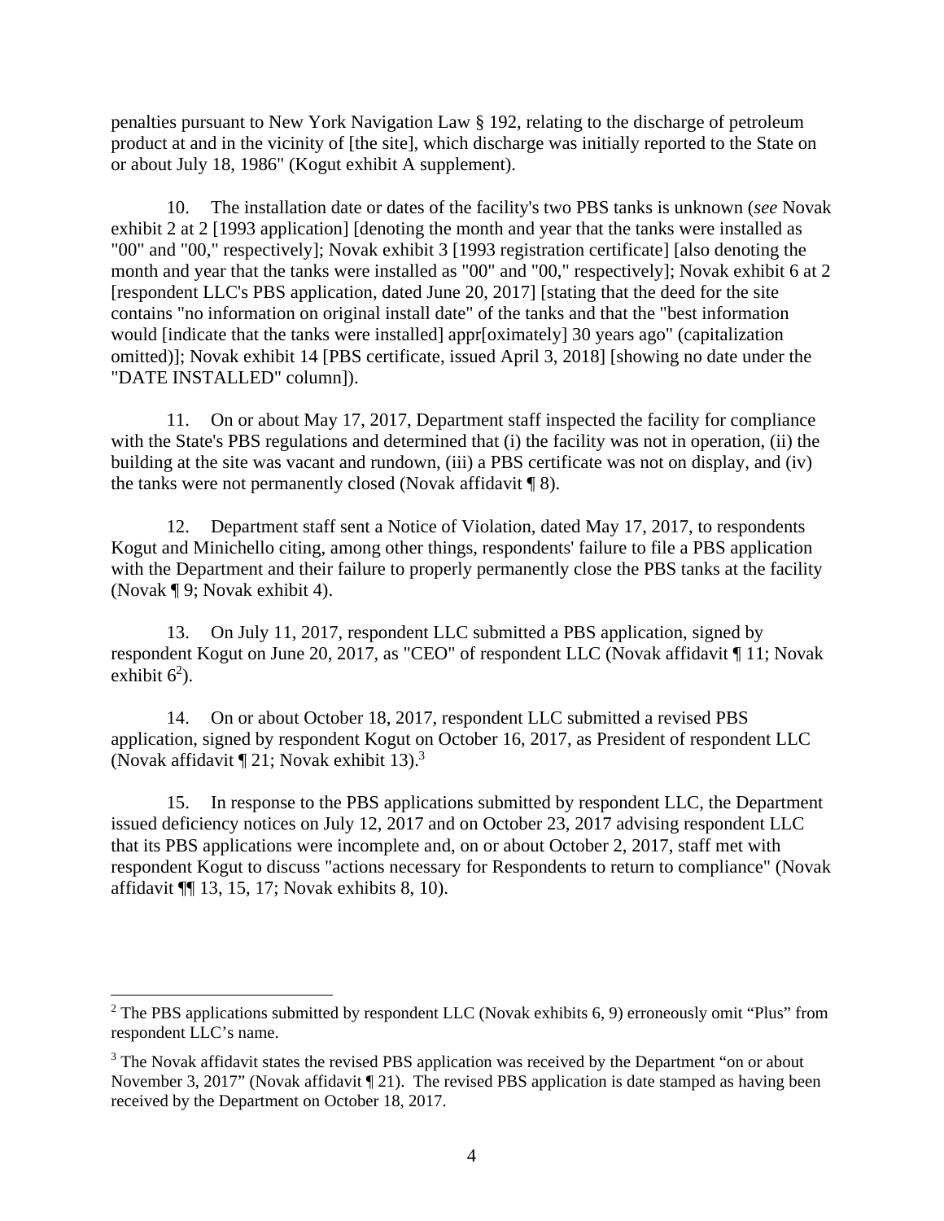penalties pursuant to New York Navigation Law § 192, relating to the discharge of petroleum product at and in the vicinity of [the site], which discharge was initially reported to the State on or about July 18, 1986" (Kogut exhibit A supplement).

10. The installation date or dates of the facility's two PBS tanks is unknown (*see* Novak exhibit 2 at 2 [1993 application] [denoting the month and year that the tanks were installed as "00" and "00," respectively]; Novak exhibit 3 [1993 registration certificate] [also denoting the month and year that the tanks were installed as "00" and "00," respectively]; Novak exhibit 6 at 2 [respondent LLC's PBS application, dated June 20, 2017] [stating that the deed for the site contains "no information on original install date" of the tanks and that the "best information would [indicate that the tanks were installed] appr[oximately] 30 years ago" (capitalization omitted)]; Novak exhibit 14 [PBS certificate, issued April 3, 2018] [showing no date under the "DATE INSTALLED" column]).

11. On or about May 17, 2017, Department staff inspected the facility for compliance with the State's PBS regulations and determined that (i) the facility was not in operation, (ii) the building at the site was vacant and rundown, (iii) a PBS certificate was not on display, and (iv) the tanks were not permanently closed (Novak affidavit ¶ 8).

12. Department staff sent a Notice of Violation, dated May 17, 2017, to respondents Kogut and Minichello citing, among other things, respondents' failure to file a PBS application with the Department and their failure to properly permanently close the PBS tanks at the facility (Novak ¶ 9; Novak exhibit 4).

13. On July 11, 2017, respondent LLC submitted a PBS application, signed by respondent Kogut on June 20, 2017, as "CEO" of respondent LLC (Novak affidavit ¶ 11; Novak exhibit 6[2]).

14. On or about October 18, 2017, respondent LLC submitted a revised PBS application, signed by respondent Kogut on October 16, 2017, as President of respondent LLC (Novak affidavit ¶ 21; Novak exhibit 13).[3]

15. In response to the PBS applications submitted by respondent LLC, the Department issued deficiency notices on July 12, 2017 and on October 23, 2017 advising respondent LLC that its PBS applications were incomplete and, on or about October 2, 2017, staff met with respondent Kogut to discuss "actions necessary for Respondents to return to compliance" (Novak affidavit ¶¶ 13, 15, 17; Novak exhibits 8, 10).

---

[2] The PBS applications submitted by respondent LLC (Novak exhibits 6, 9) erroneously omit "Plus" from respondent LLC's name.

[3] The Novak affidavit states the revised PBS application was received by the Department "on or about November 3, 2017" (Novak affidavit ¶ 21). The revised PBS application is date stamped as having been received by the Department on October 18, 2017.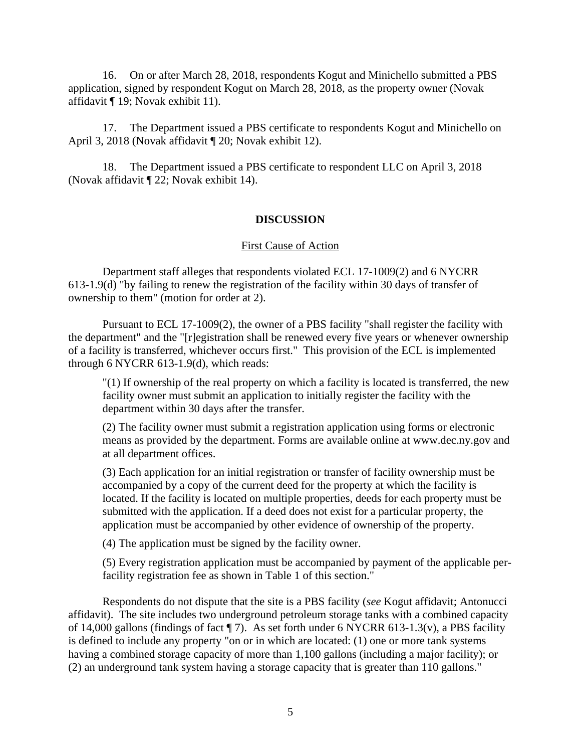16. On or after March 28, 2018, respondents Kogut and Minichello submitted a PBS application, signed by respondent Kogut on March 28, 2018, as the property owner (Novak affidavit ¶ 19; Novak exhibit 11).

17. The Department issued a PBS certificate to respondents Kogut and Minichello on April 3, 2018 (Novak affidavit ¶ 20; Novak exhibit 12).

18. The Department issued a PBS certificate to respondent LLC on April 3, 2018 (Novak affidavit ¶ 22; Novak exhibit 14).

## DISCUSSION

### First Cause of Action

Department staff alleges that respondents violated ECL 17-1009(2) and 6 NYCRR 613-1.9(d) "by failing to renew the registration of the facility within 30 days of transfer of ownership to them" (motion for order at 2).

Pursuant to ECL 17-1009(2), the owner of a PBS facility "shall register the facility with the department" and the "[r]egistration shall be renewed every five years or whenever ownership of a facility is transferred, whichever occurs first." This provision of the ECL is implemented through 6 NYCRR 613-1.9(d), which reads:

> "(1) If ownership of the real property on which a facility is located is transferred, the new facility owner must submit an application to initially register the facility with the department within 30 days after the transfer.
>
> (2) The facility owner must submit a registration application using forms or electronic means as provided by the department. Forms are available online at www.dec.ny.gov and at all department offices.
>
> (3) Each application for an initial registration or transfer of facility ownership must be accompanied by a copy of the current deed for the property at which the facility is located. If the facility is located on multiple properties, deeds for each property must be submitted with the application. If a deed does not exist for a particular property, the application must be accompanied by other evidence of ownership of the property.
>
> (4) The application must be signed by the facility owner.
>
> (5) Every registration application must be accompanied by payment of the applicable per-facility registration fee as shown in Table 1 of this section."

Respondents do not dispute that the site is a PBS facility (*see* Kogut affidavit; Antonucci affidavit). The site includes two underground petroleum storage tanks with a combined capacity of 14,000 gallons (findings of fact ¶ 7). As set forth under 6 NYCRR 613-1.3(v), a PBS facility is defined to include any property "on or in which are located: (1) one or more tank systems having a combined storage capacity of more than 1,100 gallons (including a major facility); or (2) an underground tank system having a storage capacity that is greater than 110 gallons."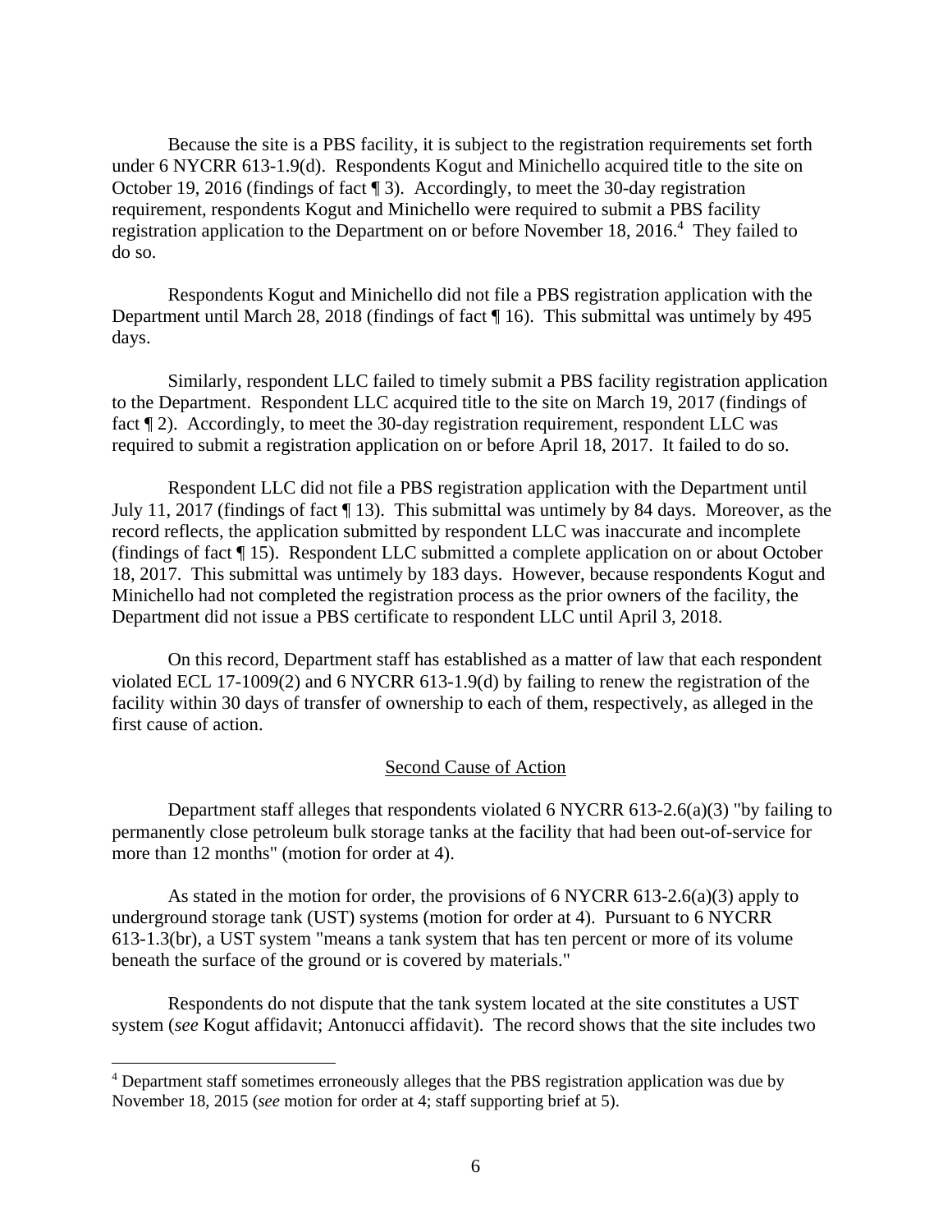Because the site is a PBS facility, it is subject to the registration requirements set forth under 6 NYCRR 613-1.9(d). Respondents Kogut and Minichello acquired title to the site on October 19, 2016 (findings of fact ¶ 3). Accordingly, to meet the 30-day registration requirement, respondents Kogut and Minichello were required to submit a PBS facility registration application to the Department on or before November 18, 2016.[4] They failed to do so.

Respondents Kogut and Minichello did not file a PBS registration application with the Department until March 28, 2018 (findings of fact ¶ 16). This submittal was untimely by 495 days.

Similarly, respondent LLC failed to timely submit a PBS facility registration application to the Department. Respondent LLC acquired title to the site on March 19, 2017 (findings of fact ¶ 2). Accordingly, to meet the 30-day registration requirement, respondent LLC was required to submit a registration application on or before April 18, 2017. It failed to do so.

Respondent LLC did not file a PBS registration application with the Department until July 11, 2017 (findings of fact ¶ 13). This submittal was untimely by 84 days. Moreover, as the record reflects, the application submitted by respondent LLC was inaccurate and incomplete (findings of fact ¶ 15). Respondent LLC submitted a complete application on or about October 18, 2017. This submittal was untimely by 183 days. However, because respondents Kogut and Minichello had not completed the registration process as the prior owners of the facility, the Department did not issue a PBS certificate to respondent LLC until April 3, 2018.

On this record, Department staff has established as a matter of law that each respondent violated ECL 17-1009(2) and 6 NYCRR 613-1.9(d) by failing to renew the registration of the facility within 30 days of transfer of ownership to each of them, respectively, as alleged in the first cause of action.

## Second Cause of Action

Department staff alleges that respondents violated 6 NYCRR 613-2.6(a)(3) "by failing to permanently close petroleum bulk storage tanks at the facility that had been out-of-service for more than 12 months" (motion for order at 4).

As stated in the motion for order, the provisions of 6 NYCRR 613-2.6(a)(3) apply to underground storage tank (UST) systems (motion for order at 4). Pursuant to 6 NYCRR 613-1.3(br), a UST system "means a tank system that has ten percent or more of its volume beneath the surface of the ground or is covered by materials."

Respondents do not dispute that the tank system located at the site constitutes a UST system (*see* Kogut affidavit; Antonucci affidavit). The record shows that the site includes two

---

[4] Department staff sometimes erroneously alleges that the PBS registration application was due by November 18, 2015 (*see* motion for order at 4; staff supporting brief at 5).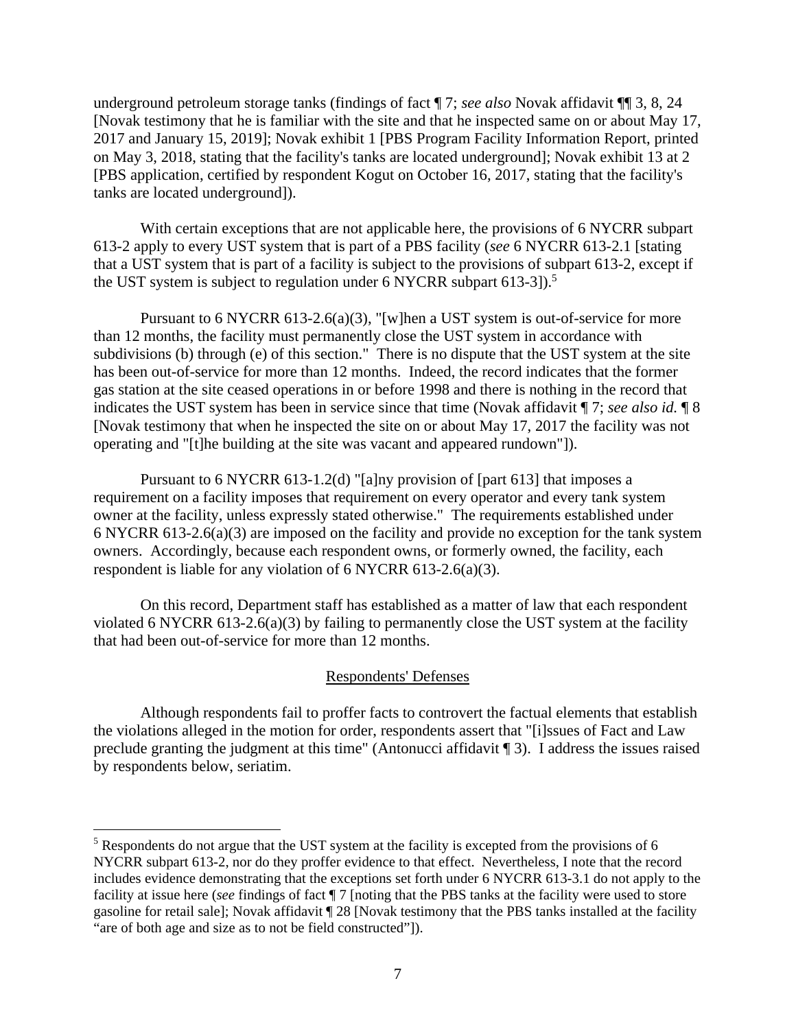underground petroleum storage tanks (findings of fact ¶ 7; *see also* Novak affidavit ¶¶ 3, 8, 24 [Novak testimony that he is familiar with the site and that he inspected same on or about May 17, 2017 and January 15, 2019]; Novak exhibit 1 [PBS Program Facility Information Report, printed on May 3, 2018, stating that the facility's tanks are located underground]; Novak exhibit 13 at 2 [PBS application, certified by respondent Kogut on October 16, 2017, stating that the facility's tanks are located underground]).

With certain exceptions that are not applicable here, the provisions of 6 NYCRR subpart 613-2 apply to every UST system that is part of a PBS facility (*see* 6 NYCRR 613-2.1 [stating that a UST system that is part of a facility is subject to the provisions of subpart 613-2, except if the UST system is subject to regulation under 6 NYCRR subpart 613-3]).[5]

Pursuant to 6 NYCRR 613-2.6(a)(3), "[w]hen a UST system is out-of-service for more than 12 months, the facility must permanently close the UST system in accordance with subdivisions (b) through (e) of this section." There is no dispute that the UST system at the site has been out-of-service for more than 12 months. Indeed, the record indicates that the former gas station at the site ceased operations in or before 1998 and there is nothing in the record that indicates the UST system has been in service since that time (Novak affidavit ¶ 7; *see also id.* ¶ 8 [Novak testimony that when he inspected the site on or about May 17, 2017 the facility was not operating and "[t]he building at the site was vacant and appeared rundown"]).

Pursuant to 6 NYCRR 613-1.2(d) "[a]ny provision of [part 613] that imposes a requirement on a facility imposes that requirement on every operator and every tank system owner at the facility, unless expressly stated otherwise." The requirements established under 6 NYCRR 613-2.6(a)(3) are imposed on the facility and provide no exception for the tank system owners. Accordingly, because each respondent owns, or formerly owned, the facility, each respondent is liable for any violation of 6 NYCRR 613-2.6(a)(3).

On this record, Department staff has established as a matter of law that each respondent violated 6 NYCRR 613-2.6(a)(3) by failing to permanently close the UST system at the facility that had been out-of-service for more than 12 months.

## Respondents' Defenses

Although respondents fail to proffer facts to controvert the factual elements that establish the violations alleged in the motion for order, respondents assert that "[i]ssues of Fact and Law preclude granting the judgment at this time" (Antonucci affidavit ¶ 3). I address the issues raised by respondents below, seriatim.

---

[5] Respondents do not argue that the UST system at the facility is excepted from the provisions of 6 NYCRR subpart 613-2, nor do they proffer evidence to that effect. Nevertheless, I note that the record includes evidence demonstrating that the exceptions set forth under 6 NYCRR 613-3.1 do not apply to the facility at issue here (*see* findings of fact ¶ 7 [noting that the PBS tanks at the facility were used to store gasoline for retail sale]; Novak affidavit ¶ 28 [Novak testimony that the PBS tanks installed at the facility "are of both age and size as to not be field constructed"]).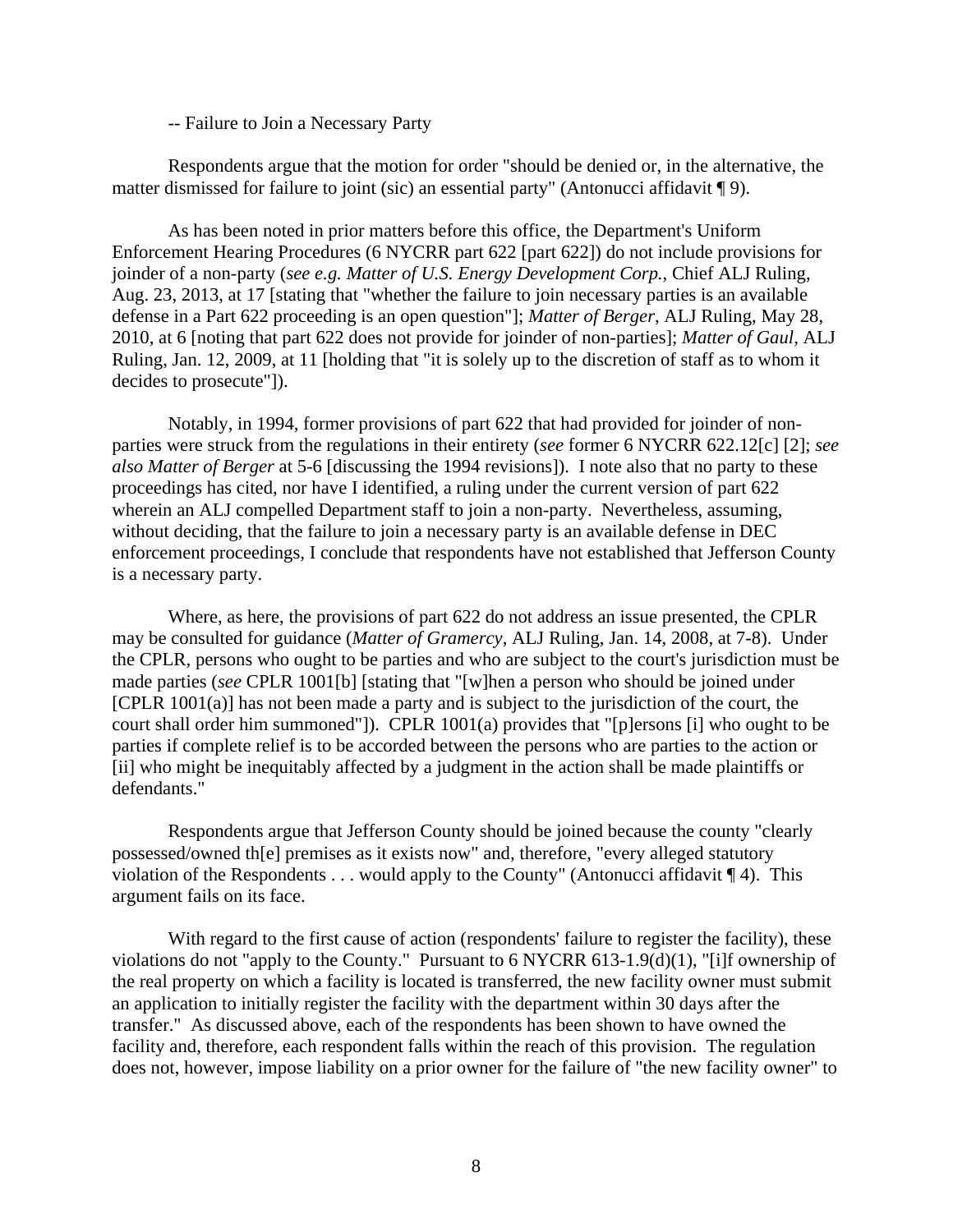-- Failure to Join a Necessary Party

Respondents argue that the motion for order "should be denied or, in the alternative, the matter dismissed for failure to joint (sic) an essential party" (Antonucci affidavit ¶ 9).

As has been noted in prior matters before this office, the Department's Uniform Enforcement Hearing Procedures (6 NYCRR part 622 [part 622]) do not include provisions for joinder of a non-party (*see e.g. Matter of U.S. Energy Development Corp.*, Chief ALJ Ruling, Aug. 23, 2013, at 17 [stating that "whether the failure to join necessary parties is an available defense in a Part 622 proceeding is an open question"]; *Matter of Berger*, ALJ Ruling, May 28, 2010, at 6 [noting that part 622 does not provide for joinder of non-parties]; *Matter of Gaul*, ALJ Ruling, Jan. 12, 2009, at 11 [holding that "it is solely up to the discretion of staff as to whom it decides to prosecute"]).

Notably, in 1994, former provisions of part 622 that had provided for joinder of non-parties were struck from the regulations in their entirety (*see* former 6 NYCRR 622.12[c] [2]; *see also Matter of Berger* at 5-6 [discussing the 1994 revisions]). I note also that no party to these proceedings has cited, nor have I identified, a ruling under the current version of part 622 wherein an ALJ compelled Department staff to join a non-party. Nevertheless, assuming, without deciding, that the failure to join a necessary party is an available defense in DEC enforcement proceedings, I conclude that respondents have not established that Jefferson County is a necessary party.

Where, as here, the provisions of part 622 do not address an issue presented, the CPLR may be consulted for guidance (*Matter of Gramercy*, ALJ Ruling, Jan. 14, 2008, at 7-8). Under the CPLR, persons who ought to be parties and who are subject to the court's jurisdiction must be made parties (*see* CPLR 1001[b] [stating that "[w]hen a person who should be joined under [CPLR 1001(a)] has not been made a party and is subject to the jurisdiction of the court, the court shall order him summoned"]). CPLR 1001(a) provides that "[p]ersons [i] who ought to be parties if complete relief is to be accorded between the persons who are parties to the action or [ii] who might be inequitably affected by a judgment in the action shall be made plaintiffs or defendants."

Respondents argue that Jefferson County should be joined because the county "clearly possessed/owned th[e] premises as it exists now" and, therefore, "every alleged statutory violation of the Respondents . . . would apply to the County" (Antonucci affidavit ¶ 4). This argument fails on its face.

With regard to the first cause of action (respondents' failure to register the facility), these violations do not "apply to the County." Pursuant to 6 NYCRR 613-1.9(d)(1), "[i]f ownership of the real property on which a facility is located is transferred, the new facility owner must submit an application to initially register the facility with the department within 30 days after the transfer." As discussed above, each of the respondents has been shown to have owned the facility and, therefore, each respondent falls within the reach of this provision. The regulation does not, however, impose liability on a prior owner for the failure of "the new facility owner" to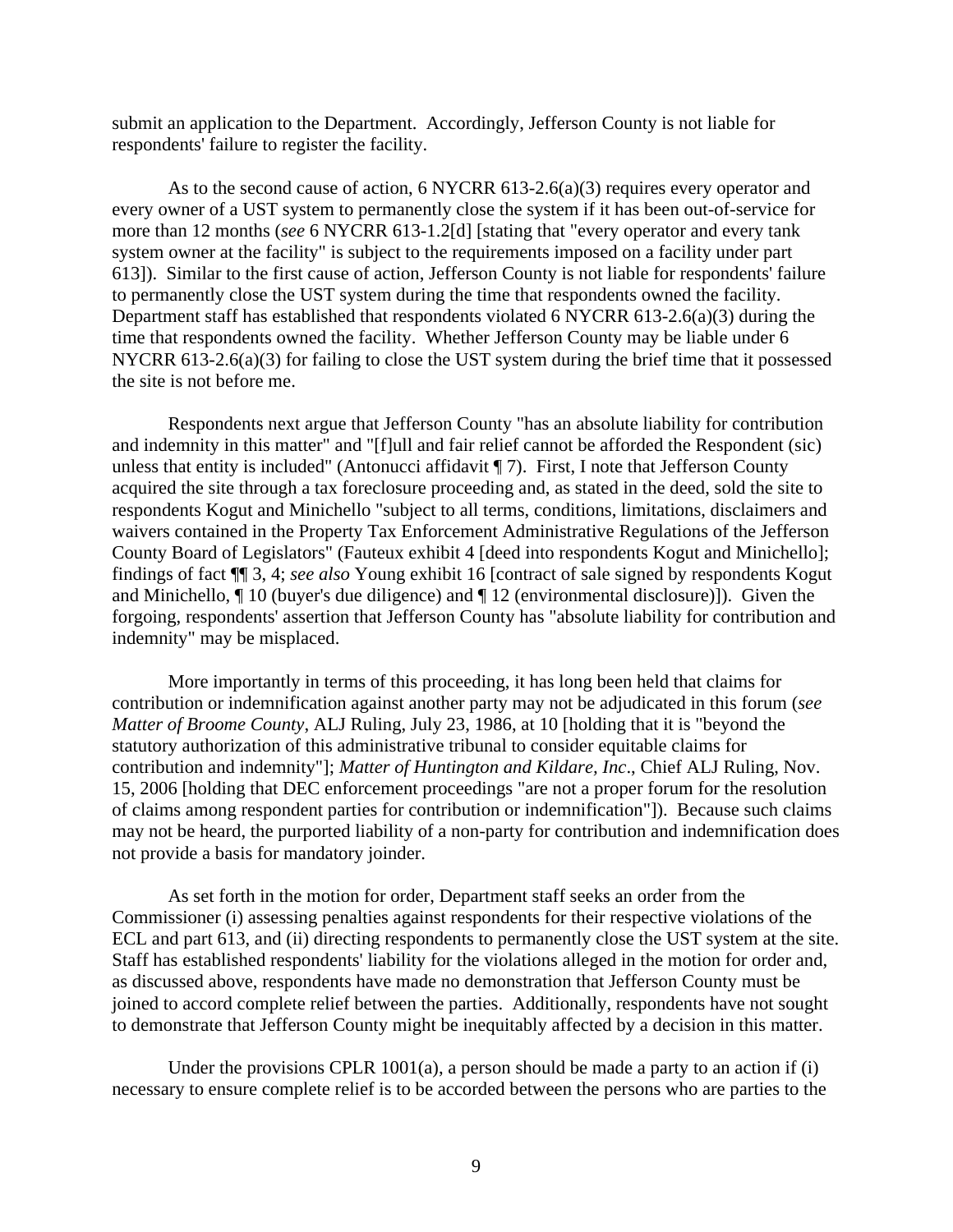submit an application to the Department. Accordingly, Jefferson County is not liable for respondents' failure to register the facility.

As to the second cause of action, 6 NYCRR 613-2.6(a)(3) requires every operator and every owner of a UST system to permanently close the system if it has been out-of-service for more than 12 months (*see* 6 NYCRR 613-1.2[d] [stating that "every operator and every tank system owner at the facility" is subject to the requirements imposed on a facility under part 613]). Similar to the first cause of action, Jefferson County is not liable for respondents' failure to permanently close the UST system during the time that respondents owned the facility. Department staff has established that respondents violated 6 NYCRR 613-2.6(a)(3) during the time that respondents owned the facility. Whether Jefferson County may be liable under 6 NYCRR 613-2.6(a)(3) for failing to close the UST system during the brief time that it possessed the site is not before me.

Respondents next argue that Jefferson County "has an absolute liability for contribution and indemnity in this matter" and "[f]ull and fair relief cannot be afforded the Respondent (sic) unless that entity is included" (Antonucci affidavit ¶ 7). First, I note that Jefferson County acquired the site through a tax foreclosure proceeding and, as stated in the deed, sold the site to respondents Kogut and Minichello "subject to all terms, conditions, limitations, disclaimers and waivers contained in the Property Tax Enforcement Administrative Regulations of the Jefferson County Board of Legislators" (Fauteux exhibit 4 [deed into respondents Kogut and Minichello]; findings of fact ¶¶ 3, 4; *see also* Young exhibit 16 [contract of sale signed by respondents Kogut and Minichello, ¶ 10 (buyer's due diligence) and ¶ 12 (environmental disclosure)]). Given the forgoing, respondents' assertion that Jefferson County has "absolute liability for contribution and indemnity" may be misplaced.

More importantly in terms of this proceeding, it has long been held that claims for contribution or indemnification against another party may not be adjudicated in this forum (*see Matter of Broome County*, ALJ Ruling, July 23, 1986, at 10 [holding that it is "beyond the statutory authorization of this administrative tribunal to consider equitable claims for contribution and indemnity"]; *Matter of Huntington and Kildare, Inc*., Chief ALJ Ruling, Nov. 15, 2006 [holding that DEC enforcement proceedings "are not a proper forum for the resolution of claims among respondent parties for contribution or indemnification"]). Because such claims may not be heard, the purported liability of a non-party for contribution and indemnification does not provide a basis for mandatory joinder.

As set forth in the motion for order, Department staff seeks an order from the Commissioner (i) assessing penalties against respondents for their respective violations of the ECL and part 613, and (ii) directing respondents to permanently close the UST system at the site. Staff has established respondents' liability for the violations alleged in the motion for order and, as discussed above, respondents have made no demonstration that Jefferson County must be joined to accord complete relief between the parties. Additionally, respondents have not sought to demonstrate that Jefferson County might be inequitably affected by a decision in this matter.

Under the provisions CPLR 1001(a), a person should be made a party to an action if (i) necessary to ensure complete relief is to be accorded between the persons who are parties to the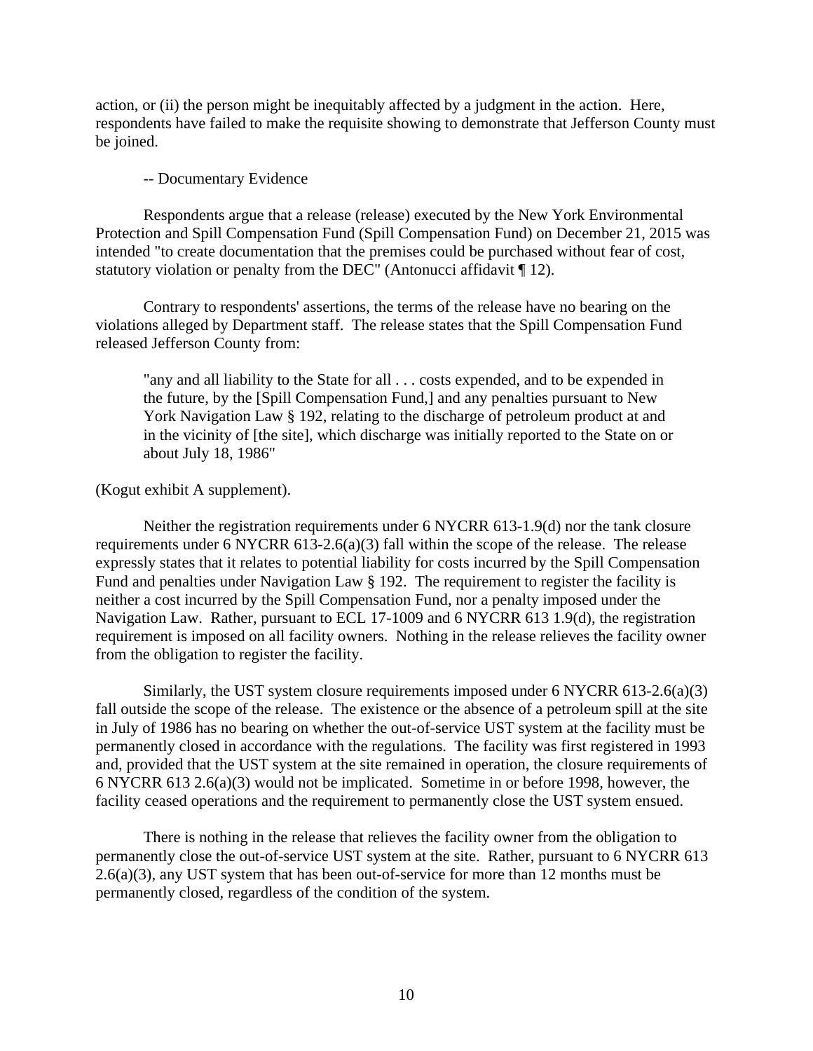action, or (ii) the person might be inequitably affected by a judgment in the action. Here, respondents have failed to make the requisite showing to demonstrate that Jefferson County must be joined.

-- Documentary Evidence

Respondents argue that a release (release) executed by the New York Environmental Protection and Spill Compensation Fund (Spill Compensation Fund) on December 21, 2015 was intended "to create documentation that the premises could be purchased without fear of cost, statutory violation or penalty from the DEC" (Antonucci affidavit ¶ 12).

Contrary to respondents' assertions, the terms of the release have no bearing on the violations alleged by Department staff. The release states that the Spill Compensation Fund released Jefferson County from:

> "any and all liability to the State for all . . . costs expended, and to be expended in the future, by the [Spill Compensation Fund,] and any penalties pursuant to New York Navigation Law § 192, relating to the discharge of petroleum product at and in the vicinity of [the site], which discharge was initially reported to the State on or about July 18, 1986"

(Kogut exhibit A supplement).

Neither the registration requirements under 6 NYCRR 613-1.9(d) nor the tank closure requirements under 6 NYCRR 613-2.6(a)(3) fall within the scope of the release. The release expressly states that it relates to potential liability for costs incurred by the Spill Compensation Fund and penalties under Navigation Law § 192. The requirement to register the facility is neither a cost incurred by the Spill Compensation Fund, nor a penalty imposed under the Navigation Law. Rather, pursuant to ECL 17-1009 and 6 NYCRR 613 1.9(d), the registration requirement is imposed on all facility owners. Nothing in the release relieves the facility owner from the obligation to register the facility.

Similarly, the UST system closure requirements imposed under 6 NYCRR 613-2.6(a)(3) fall outside the scope of the release. The existence or the absence of a petroleum spill at the site in July of 1986 has no bearing on whether the out-of-service UST system at the facility must be permanently closed in accordance with the regulations. The facility was first registered in 1993 and, provided that the UST system at the site remained in operation, the closure requirements of 6 NYCRR 613 2.6(a)(3) would not be implicated. Sometime in or before 1998, however, the facility ceased operations and the requirement to permanently close the UST system ensued.

There is nothing in the release that relieves the facility owner from the obligation to permanently close the out-of-service UST system at the site. Rather, pursuant to 6 NYCRR 613 2.6(a)(3), any UST system that has been out-of-service for more than 12 months must be permanently closed, regardless of the condition of the system.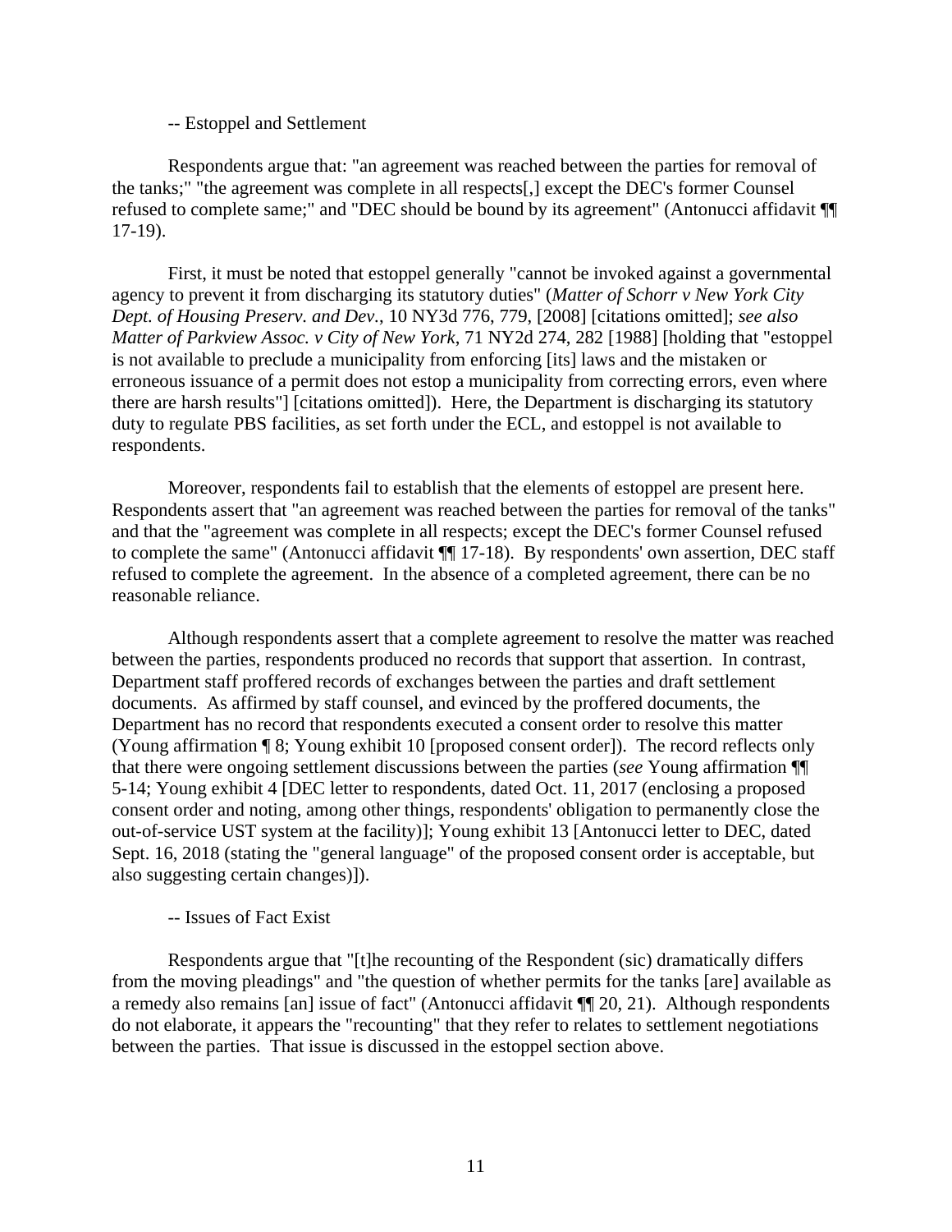-- Estoppel and Settlement

Respondents argue that: "an agreement was reached between the parties for removal of the tanks;" "the agreement was complete in all respects[,] except the DEC's former Counsel refused to complete same;" and "DEC should be bound by its agreement" (Antonucci affidavit ¶¶ 17-19).

First, it must be noted that estoppel generally "cannot be invoked against a governmental agency to prevent it from discharging its statutory duties" (*Matter of Schorr v New York City Dept. of Housing Preserv. and Dev*., 10 NY3d 776, 779, [2008] [citations omitted]; *see also Matter of Parkview Assoc. v City of New York*, 71 NY2d 274, 282 [1988] [holding that "estoppel is not available to preclude a municipality from enforcing [its] laws and the mistaken or erroneous issuance of a permit does not estop a municipality from correcting errors, even where there are harsh results"] [citations omitted]). Here, the Department is discharging its statutory duty to regulate PBS facilities, as set forth under the ECL, and estoppel is not available to respondents.

Moreover, respondents fail to establish that the elements of estoppel are present here. Respondents assert that "an agreement was reached between the parties for removal of the tanks" and that the "agreement was complete in all respects; except the DEC's former Counsel refused to complete the same" (Antonucci affidavit ¶¶ 17-18). By respondents' own assertion, DEC staff refused to complete the agreement. In the absence of a completed agreement, there can be no reasonable reliance.

Although respondents assert that a complete agreement to resolve the matter was reached between the parties, respondents produced no records that support that assertion. In contrast, Department staff proffered records of exchanges between the parties and draft settlement documents. As affirmed by staff counsel, and evinced by the proffered documents, the Department has no record that respondents executed a consent order to resolve this matter (Young affirmation ¶ 8; Young exhibit 10 [proposed consent order]). The record reflects only that there were ongoing settlement discussions between the parties (*see* Young affirmation ¶¶ 5-14; Young exhibit 4 [DEC letter to respondents, dated Oct. 11, 2017 (enclosing a proposed consent order and noting, among other things, respondents' obligation to permanently close the out-of-service UST system at the facility)]; Young exhibit 13 [Antonucci letter to DEC, dated Sept. 16, 2018 (stating the "general language" of the proposed consent order is acceptable, but also suggesting certain changes)]).

-- Issues of Fact Exist

Respondents argue that "[t]he recounting of the Respondent (sic) dramatically differs from the moving pleadings" and "the question of whether permits for the tanks [are] available as a remedy also remains [an] issue of fact" (Antonucci affidavit ¶¶ 20, 21). Although respondents do not elaborate, it appears the "recounting" that they refer to relates to settlement negotiations between the parties. That issue is discussed in the estoppel section above.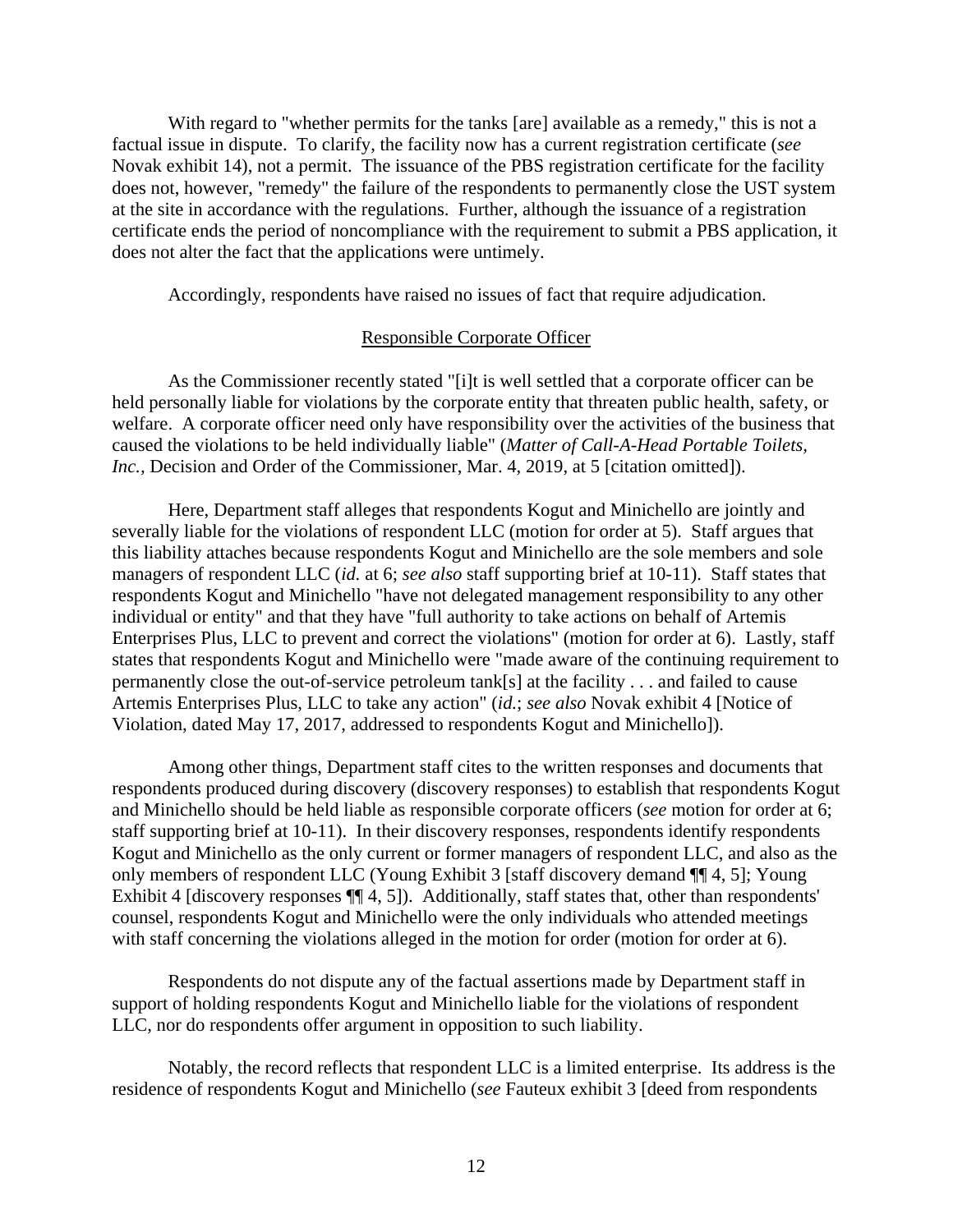With regard to "whether permits for the tanks [are] available as a remedy," this is not a factual issue in dispute. To clarify, the facility now has a current registration certificate (*see* Novak exhibit 14), not a permit. The issuance of the PBS registration certificate for the facility does not, however, "remedy" the failure of the respondents to permanently close the UST system at the site in accordance with the regulations. Further, although the issuance of a registration certificate ends the period of noncompliance with the requirement to submit a PBS application, it does not alter the fact that the applications were untimely.

Accordingly, respondents have raised no issues of fact that require adjudication.

<u>Responsible Corporate Officer</u>

As the Commissioner recently stated "[i]t is well settled that a corporate officer can be held personally liable for violations by the corporate entity that threaten public health, safety, or welfare. A corporate officer need only have responsibility over the activities of the business that caused the violations to be held individually liable" (*Matter of Call-A-Head Portable Toilets, Inc.*, Decision and Order of the Commissioner, Mar. 4, 2019, at 5 [citation omitted]).

Here, Department staff alleges that respondents Kogut and Minichello are jointly and severally liable for the violations of respondent LLC (motion for order at 5). Staff argues that this liability attaches because respondents Kogut and Minichello are the sole members and sole managers of respondent LLC (*id.* at 6; *see also* staff supporting brief at 10-11). Staff states that respondents Kogut and Minichello "have not delegated management responsibility to any other individual or entity" and that they have "full authority to take actions on behalf of Artemis Enterprises Plus, LLC to prevent and correct the violations" (motion for order at 6). Lastly, staff states that respondents Kogut and Minichello were "made aware of the continuing requirement to permanently close the out-of-service petroleum tank[s] at the facility . . . and failed to cause Artemis Enterprises Plus, LLC to take any action" (*id.*; *see also* Novak exhibit 4 [Notice of Violation, dated May 17, 2017, addressed to respondents Kogut and Minichello]).

Among other things, Department staff cites to the written responses and documents that respondents produced during discovery (discovery responses) to establish that respondents Kogut and Minichello should be held liable as responsible corporate officers (*see* motion for order at 6; staff supporting brief at 10-11). In their discovery responses, respondents identify respondents Kogut and Minichello as the only current or former managers of respondent LLC, and also as the only members of respondent LLC (Young Exhibit 3 [staff discovery demand ¶¶ 4, 5]; Young Exhibit 4 [discovery responses ¶¶ 4, 5]). Additionally, staff states that, other than respondents' counsel, respondents Kogut and Minichello were the only individuals who attended meetings with staff concerning the violations alleged in the motion for order (motion for order at 6).

Respondents do not dispute any of the factual assertions made by Department staff in support of holding respondents Kogut and Minichello liable for the violations of respondent LLC, nor do respondents offer argument in opposition to such liability.

Notably, the record reflects that respondent LLC is a limited enterprise. Its address is the residence of respondents Kogut and Minichello (*see* Fauteux exhibit 3 [deed from respondents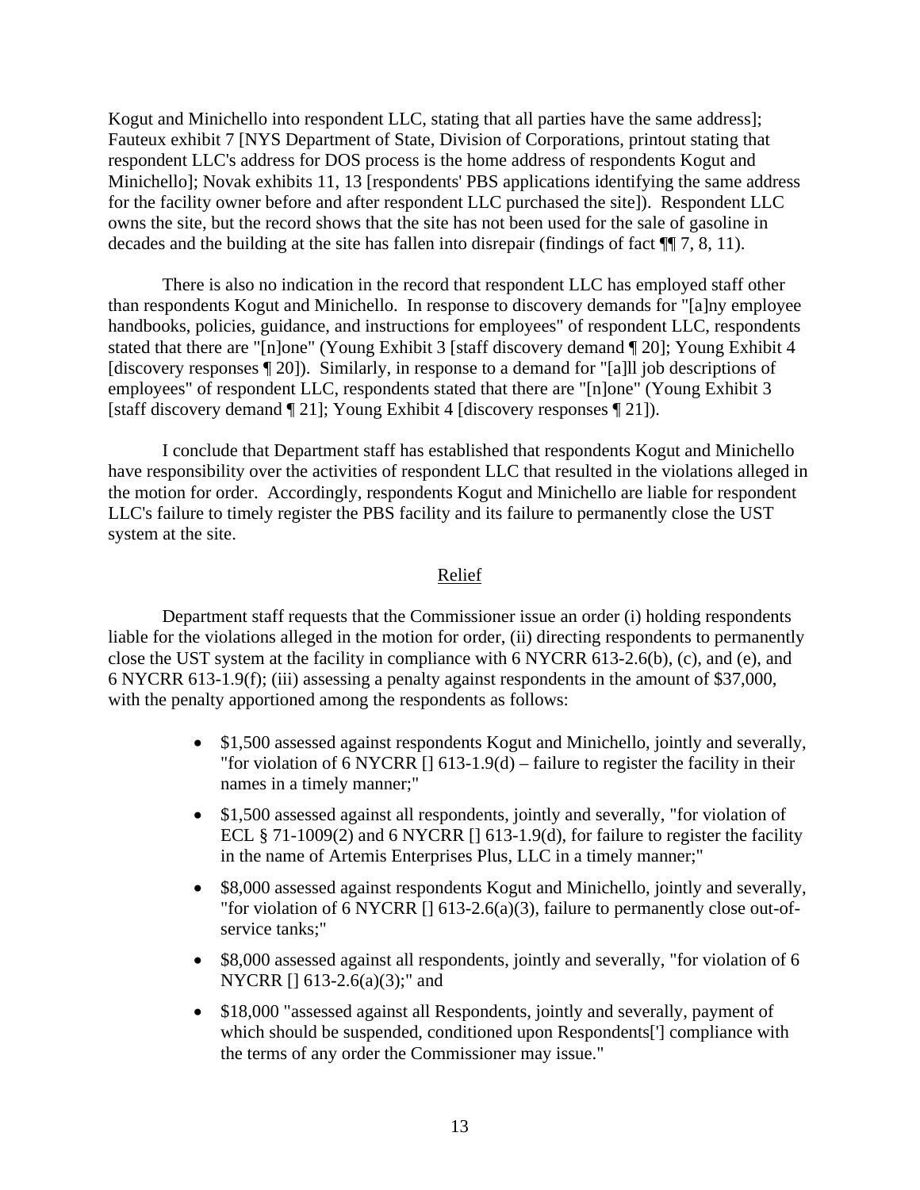Kogut and Minichello into respondent LLC, stating that all parties have the same address]; Fauteux exhibit 7 [NYS Department of State, Division of Corporations, printout stating that respondent LLC's address for DOS process is the home address of respondents Kogut and Minichello]; Novak exhibits 11, 13 [respondents' PBS applications identifying the same address for the facility owner before and after respondent LLC purchased the site]). Respondent LLC owns the site, but the record shows that the site has not been used for the sale of gasoline in decades and the building at the site has fallen into disrepair (findings of fact ¶¶ 7, 8, 11).

There is also no indication in the record that respondent LLC has employed staff other than respondents Kogut and Minichello. In response to discovery demands for "[a]ny employee handbooks, policies, guidance, and instructions for employees" of respondent LLC, respondents stated that there are "[n]one" (Young Exhibit 3 [staff discovery demand ¶ 20]; Young Exhibit 4 [discovery responses ¶ 20]). Similarly, in response to a demand for "[a]ll job descriptions of employees" of respondent LLC, respondents stated that there are "[n]one" (Young Exhibit 3 [staff discovery demand ¶ 21]; Young Exhibit 4 [discovery responses ¶ 21]).

I conclude that Department staff has established that respondents Kogut and Minichello have responsibility over the activities of respondent LLC that resulted in the violations alleged in the motion for order. Accordingly, respondents Kogut and Minichello are liable for respondent LLC's failure to timely register the PBS facility and its failure to permanently close the UST system at the site.

## Relief

Department staff requests that the Commissioner issue an order (i) holding respondents liable for the violations alleged in the motion for order, (ii) directing respondents to permanently close the UST system at the facility in compliance with 6 NYCRR 613-2.6(b), (c), and (e), and 6 NYCRR 613-1.9(f); (iii) assessing a penalty against respondents in the amount of $37,000, with the penalty apportioned among the respondents as follows:

- $1,500 assessed against respondents Kogut and Minichello, jointly and severally, "for violation of 6 NYCRR [] 613-1.9(d) – failure to register the facility in their names in a timely manner;"
- $1,500 assessed against all respondents, jointly and severally, "for violation of ECL § 71-1009(2) and 6 NYCRR [] 613-1.9(d), for failure to register the facility in the name of Artemis Enterprises Plus, LLC in a timely manner;"
- $8,000 assessed against respondents Kogut and Minichello, jointly and severally, "for violation of 6 NYCRR [] 613-2.6(a)(3), failure to permanently close out-of-service tanks;"
- $8,000 assessed against all respondents, jointly and severally, "for violation of 6 NYCRR [] 613-2.6(a)(3);" and
- $18,000 "assessed against all Respondents, jointly and severally, payment of which should be suspended, conditioned upon Respondents['] compliance with the terms of any order the Commissioner may issue."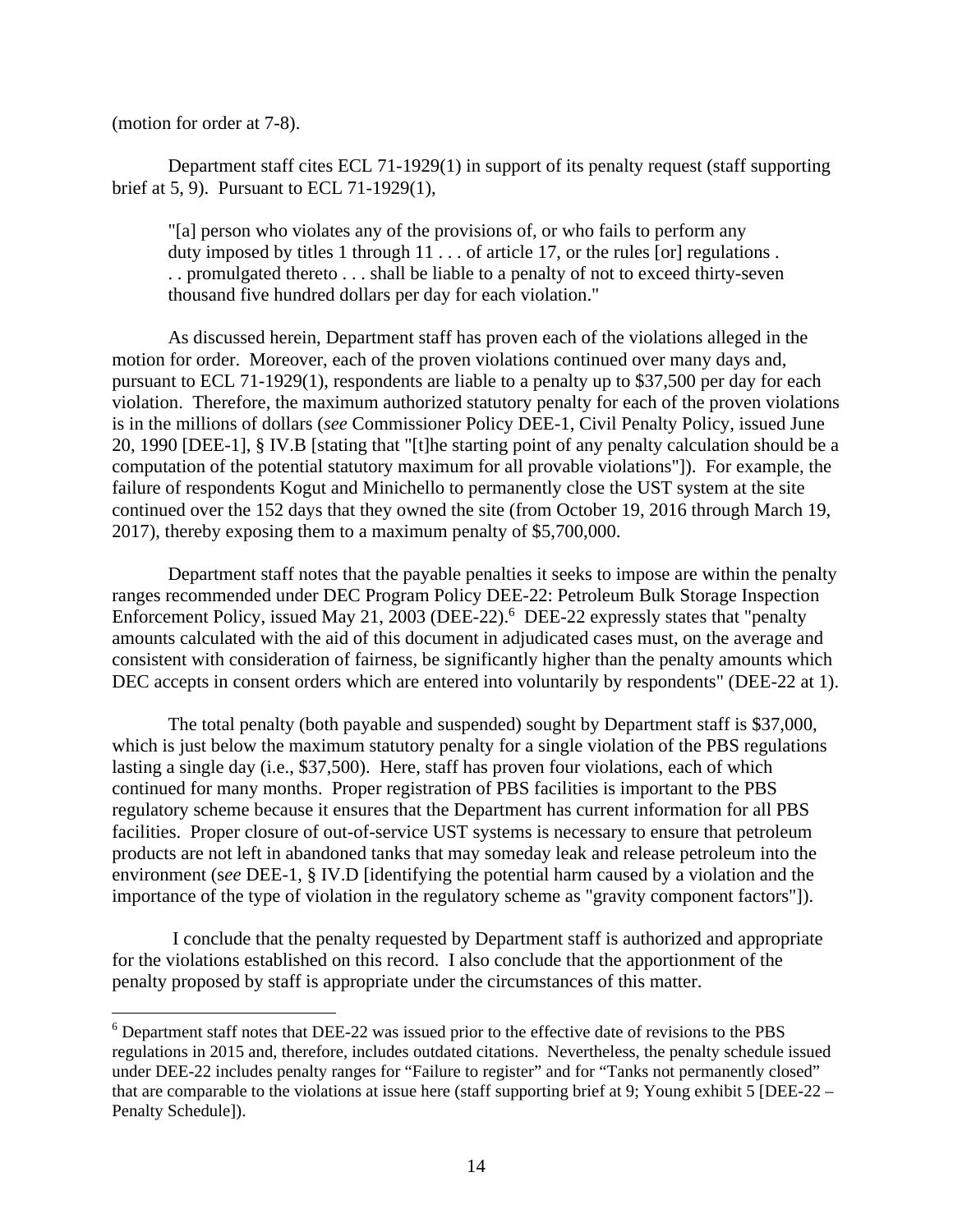(motion for order at 7-8).

Department staff cites ECL 71-1929(1) in support of its penalty request (staff supporting brief at 5, 9). Pursuant to ECL 71-1929(1),

> "[a] person who violates any of the provisions of, or who fails to perform any duty imposed by titles 1 through 11 . . . of article 17, or the rules [or] regulations . . . promulgated thereto . . . shall be liable to a penalty of not to exceed thirty-seven thousand five hundred dollars per day for each violation."

As discussed herein, Department staff has proven each of the violations alleged in the motion for order. Moreover, each of the proven violations continued over many days and, pursuant to ECL 71-1929(1), respondents are liable to a penalty up to $37,500 per day for each violation. Therefore, the maximum authorized statutory penalty for each of the proven violations is in the millions of dollars (*see* Commissioner Policy DEE-1, Civil Penalty Policy, issued June 20, 1990 [DEE-1], § IV.B [stating that "[t]he starting point of any penalty calculation should be a computation of the potential statutory maximum for all provable violations"]). For example, the failure of respondents Kogut and Minichello to permanently close the UST system at the site continued over the 152 days that they owned the site (from October 19, 2016 through March 19, 2017), thereby exposing them to a maximum penalty of $5,700,000.

Department staff notes that the payable penalties it seeks to impose are within the penalty ranges recommended under DEC Program Policy DEE-22: Petroleum Bulk Storage Inspection Enforcement Policy, issued May 21, 2003 (DEE-22).[6] DEE-22 expressly states that "penalty amounts calculated with the aid of this document in adjudicated cases must, on the average and consistent with consideration of fairness, be significantly higher than the penalty amounts which DEC accepts in consent orders which are entered into voluntarily by respondents" (DEE-22 at 1).

The total penalty (both payable and suspended) sought by Department staff is $37,000, which is just below the maximum statutory penalty for a single violation of the PBS regulations lasting a single day (i.e., $37,500). Here, staff has proven four violations, each of which continued for many months. Proper registration of PBS facilities is important to the PBS regulatory scheme because it ensures that the Department has current information for all PBS facilities. Proper closure of out-of-service UST systems is necessary to ensure that petroleum products are not left in abandoned tanks that may someday leak and release petroleum into the environment (s*ee* DEE-1, § IV.D [identifying the potential harm caused by a violation and the importance of the type of violation in the regulatory scheme as "gravity component factors"]).

I conclude that the penalty requested by Department staff is authorized and appropriate for the violations established on this record. I also conclude that the apportionment of the penalty proposed by staff is appropriate under the circumstances of this matter.

---

[6] Department staff notes that DEE-22 was issued prior to the effective date of revisions to the PBS regulations in 2015 and, therefore, includes outdated citations. Nevertheless, the penalty schedule issued under DEE-22 includes penalty ranges for "Failure to register" and for "Tanks not permanently closed" that are comparable to the violations at issue here (staff supporting brief at 9; Young exhibit 5 [DEE-22 – Penalty Schedule]).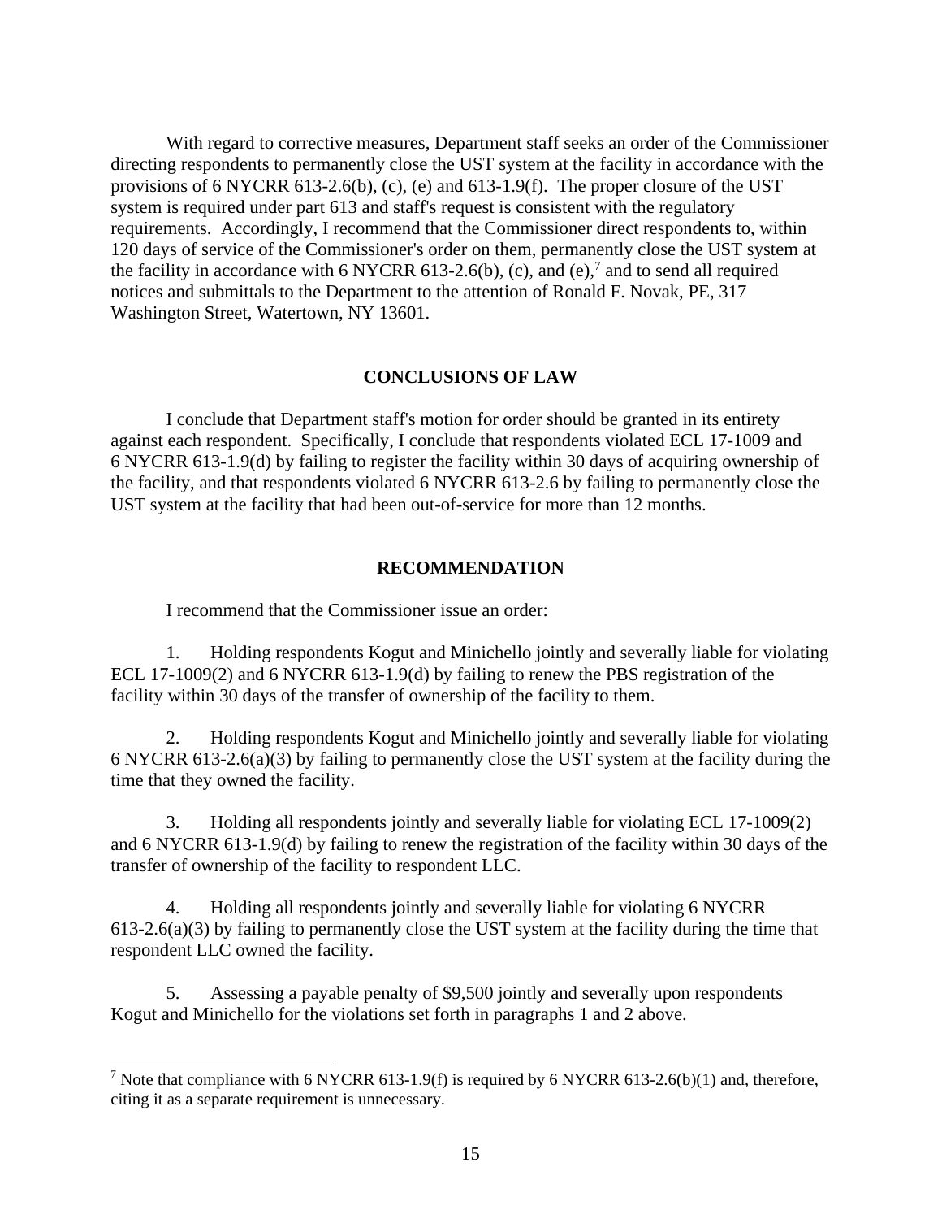With regard to corrective measures, Department staff seeks an order of the Commissioner directing respondents to permanently close the UST system at the facility in accordance with the provisions of 6 NYCRR 613-2.6(b), (c), (e) and 613-1.9(f). The proper closure of the UST system is required under part 613 and staff's request is consistent with the regulatory requirements. Accordingly, I recommend that the Commissioner direct respondents to, within 120 days of service of the Commissioner's order on them, permanently close the UST system at the facility in accordance with 6 NYCRR 613-2.6(b), (c), and (e),[7] and to send all required notices and submittals to the Department to the attention of Ronald F. Novak, PE, 317 Washington Street, Watertown, NY 13601.

## CONCLUSIONS OF LAW

I conclude that Department staff's motion for order should be granted in its entirety against each respondent. Specifically, I conclude that respondents violated ECL 17-1009 and 6 NYCRR 613-1.9(d) by failing to register the facility within 30 days of acquiring ownership of the facility, and that respondents violated 6 NYCRR 613-2.6 by failing to permanently close the UST system at the facility that had been out-of-service for more than 12 months.

## RECOMMENDATION

I recommend that the Commissioner issue an order:

1. Holding respondents Kogut and Minichello jointly and severally liable for violating ECL 17-1009(2) and 6 NYCRR 613-1.9(d) by failing to renew the PBS registration of the facility within 30 days of the transfer of ownership of the facility to them.

2. Holding respondents Kogut and Minichello jointly and severally liable for violating 6 NYCRR 613-2.6(a)(3) by failing to permanently close the UST system at the facility during the time that they owned the facility.

3. Holding all respondents jointly and severally liable for violating ECL 17-1009(2) and 6 NYCRR 613-1.9(d) by failing to renew the registration of the facility within 30 days of the transfer of ownership of the facility to respondent LLC.

4. Holding all respondents jointly and severally liable for violating 6 NYCRR 613-2.6(a)(3) by failing to permanently close the UST system at the facility during the time that respondent LLC owned the facility.

5. Assessing a payable penalty of $9,500 jointly and severally upon respondents Kogut and Minichello for the violations set forth in paragraphs 1 and 2 above.

---

[7] Note that compliance with 6 NYCRR 613-1.9(f) is required by 6 NYCRR 613-2.6(b)(1) and, therefore, citing it as a separate requirement is unnecessary.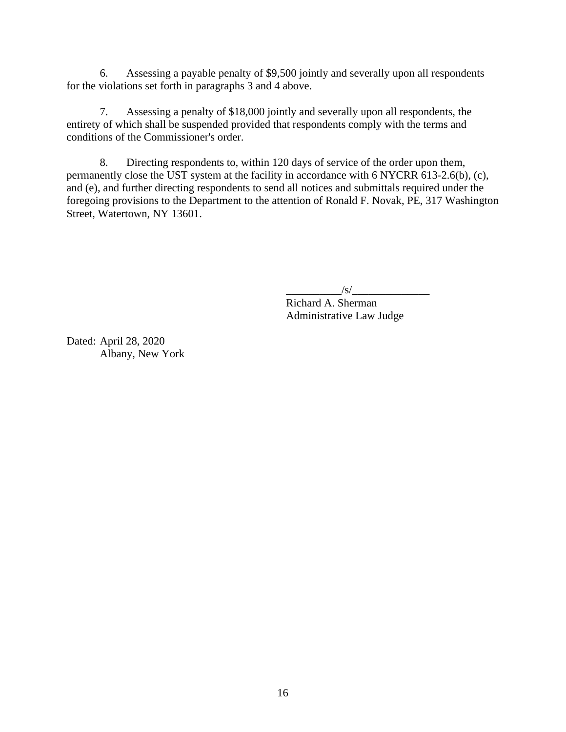6. Assessing a payable penalty of $9,500 jointly and severally upon all respondents for the violations set forth in paragraphs 3 and 4 above.

7. Assessing a penalty of $18,000 jointly and severally upon all respondents, the entirety of which shall be suspended provided that respondents comply with the terms and conditions of the Commissioner's order.

8. Directing respondents to, within 120 days of service of the order upon them, permanently close the UST system at the facility in accordance with 6 NYCRR 613-2.6(b), (c), and (e), and further directing respondents to send all notices and submittals required under the foregoing provisions to the Department to the attention of Ronald F. Novak, PE, 317 Washington Street, Watertown, NY 13601.

__________/s/______________
Richard A. Sherman
Administrative Law Judge

Dated: April 28, 2020
Albany, New York